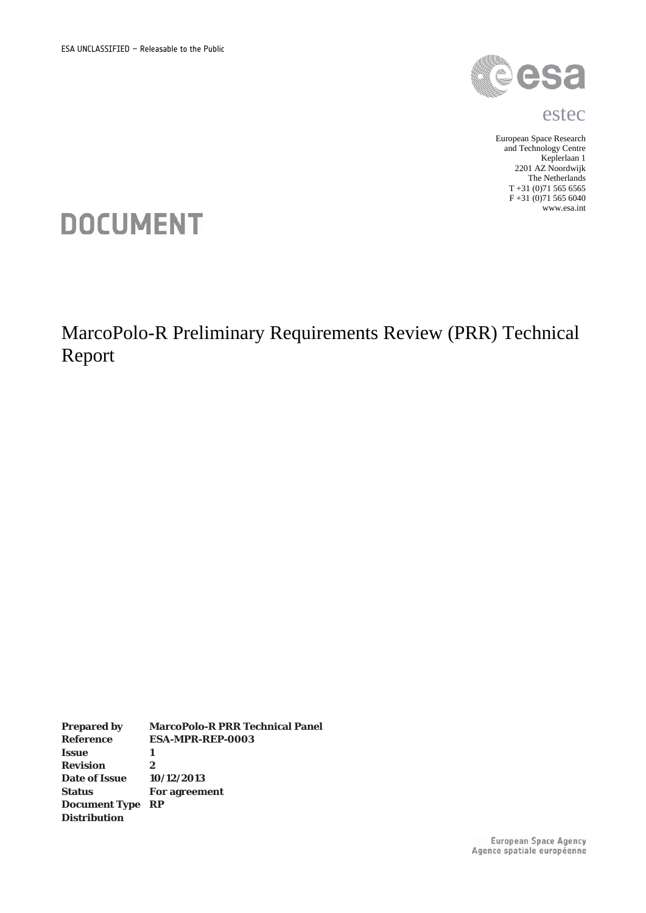ESA UNCLASSIFIED – Releasable to the Public

estec

European Space Research
and Technology Centre
Keplerlaan 1
2201 AZ Noordwijk
The Netherlands
T +31 (0)71 565 6565
F +31 (0)71 565 6040
www.esa.int

# DOCUMENT

# MarcoPolo-R Preliminary Requirements Review (PRR) Technical Report

| | |
|---|---|
| **Prepared by** | **MarcoPolo-R PRR Technical Panel** |
| **Reference** | **ESA-MPR-REP-0003** |
| **Issue** | **1** |
| **Revision** | **2** |
| **Date of Issue** | **10/12/2013** |
| **Status** | **For agreement** |
| **Document Type** | **RP** |
| **Distribution** | |

European Space Agency
Agence spatiale européenne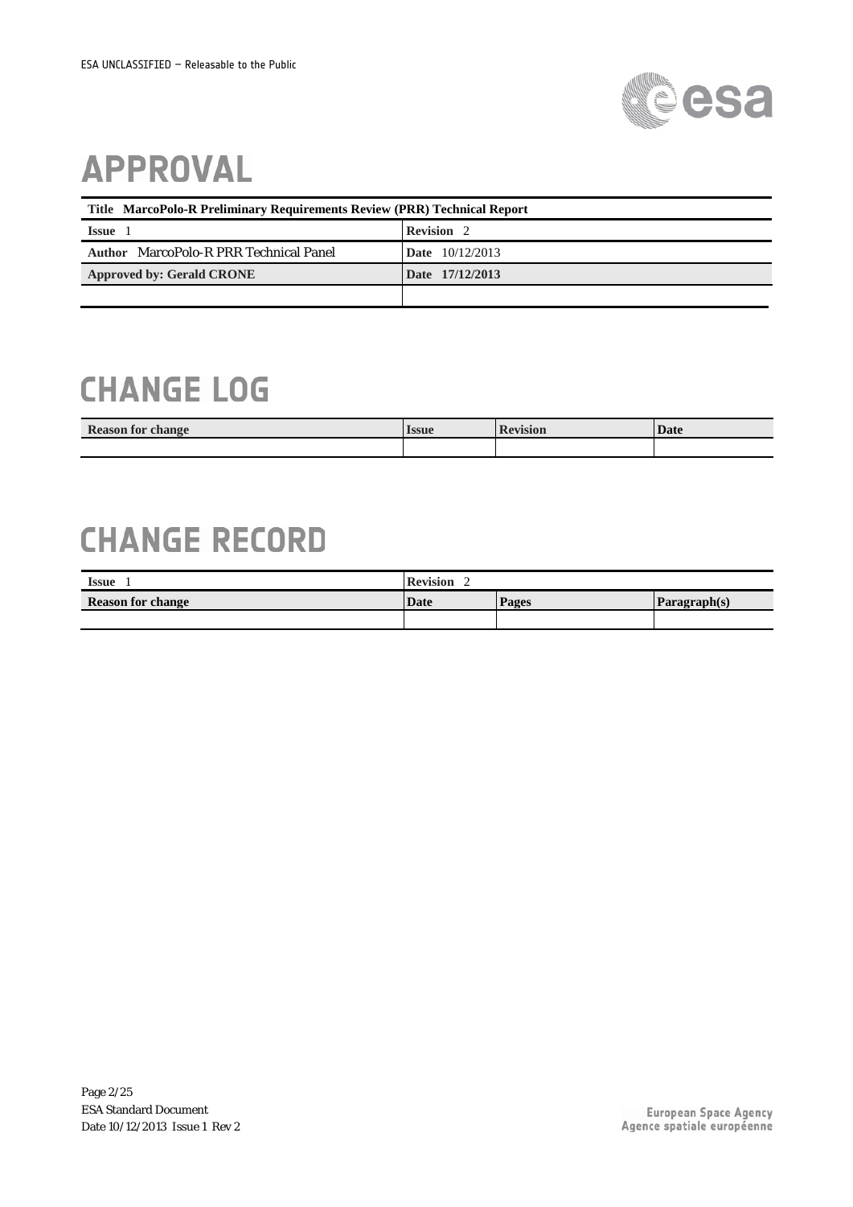# APPROVAL

| Title MarcoPolo-R Preliminary Requirements Review (PRR) Technical Report | |
|---|---|
| **Issue** 1 | **Revision** 2 |
| **Author** MarcoPolo-R PRR Technical Panel | **Date** 10/12/2013 |
| **Approved by: Gerald CRONE** | **Date 17/12/2013** |
| | |

# CHANGE LOG

| Reason for change | Issue | Revision | Date |
|---|---|---|---|
| | | | |

# CHANGE RECORD

| Issue 1 | Revision 2 | | |
|---|---|---|---|
| **Reason for change** | **Date** | **Pages** | **Paragraph(s)** |
| | | | |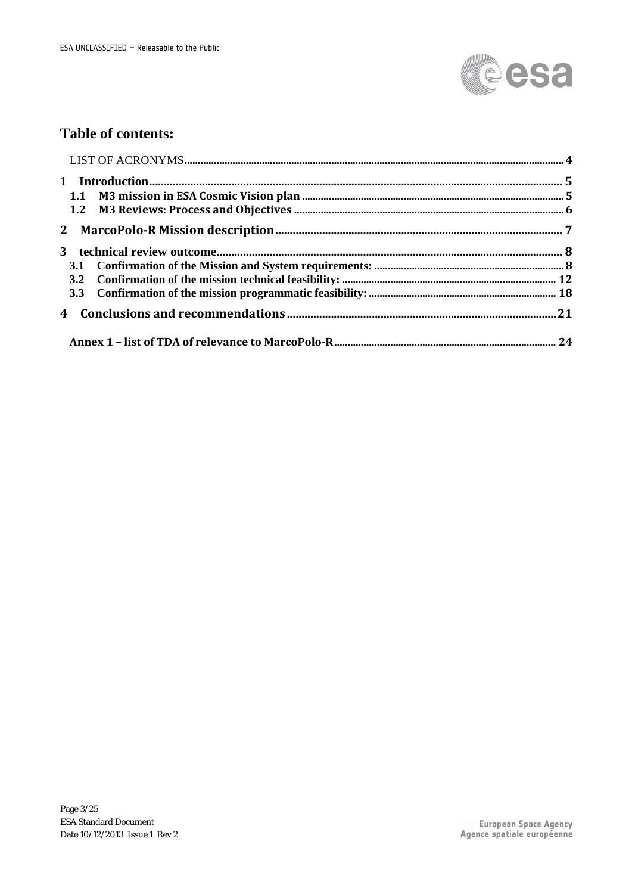## Table of contents:

LIST OF ACRONYMS .......... 4

1 Introduction .......... 5
  1.1 M3 mission in ESA Cosmic Vision plan .......... 5
  1.2 M3 Reviews: Process and Objectives .......... 6

2 MarcoPolo-R Mission description .......... 7

3 technical review outcome .......... 8
  3.1 Confirmation of the Mission and System requirements: .......... 8
  3.2 Confirmation of the mission technical feasibility: .......... 12
  3.3 Confirmation of the mission programmatic feasibility: .......... 18

4 Conclusions and recommendations .......... 21

Annex 1 – list of TDA of relevance to MarcoPolo-R .......... 24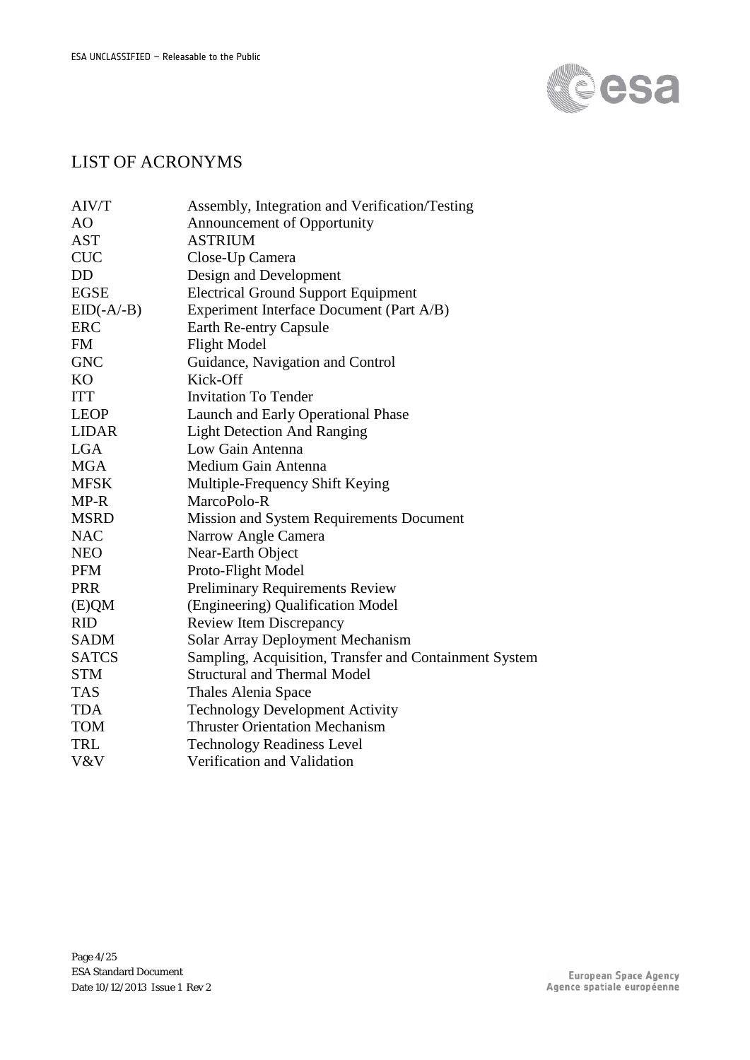# LIST OF ACRONYMS

| | |
|---|---|
| AIV/T | Assembly, Integration and Verification/Testing |
| AO | Announcement of Opportunity |
| AST | ASTRIUM |
| CUC | Close-Up Camera |
| DD | Design and Development |
| EGSE | Electrical Ground Support Equipment |
| EID(-A/-B) | Experiment Interface Document (Part A/B) |
| ERC | Earth Re-entry Capsule |
| FM | Flight Model |
| GNC | Guidance, Navigation and Control |
| KO | Kick-Off |
| ITT | Invitation To Tender |
| LEOP | Launch and Early Operational Phase |
| LIDAR | Light Detection And Ranging |
| LGA | Low Gain Antenna |
| MGA | Medium Gain Antenna |
| MFSK | Multiple-Frequency Shift Keying |
| MP-R | MarcoPolo-R |
| MSRD | Mission and System Requirements Document |
| NAC | Narrow Angle Camera |
| NEO | Near-Earth Object |
| PFM | Proto-Flight Model |
| PRR | Preliminary Requirements Review |
| (E)QM | (Engineering) Qualification Model |
| RID | Review Item Discrepancy |
| SADM | Solar Array Deployment Mechanism |
| SATCS | Sampling, Acquisition, Transfer and Containment System |
| STM | Structural and Thermal Model |
| TAS | Thales Alenia Space |
| TDA | Technology Development Activity |
| TOM | Thruster Orientation Mechanism |
| TRL | Technology Readiness Level |
| V&V | Verification and Validation |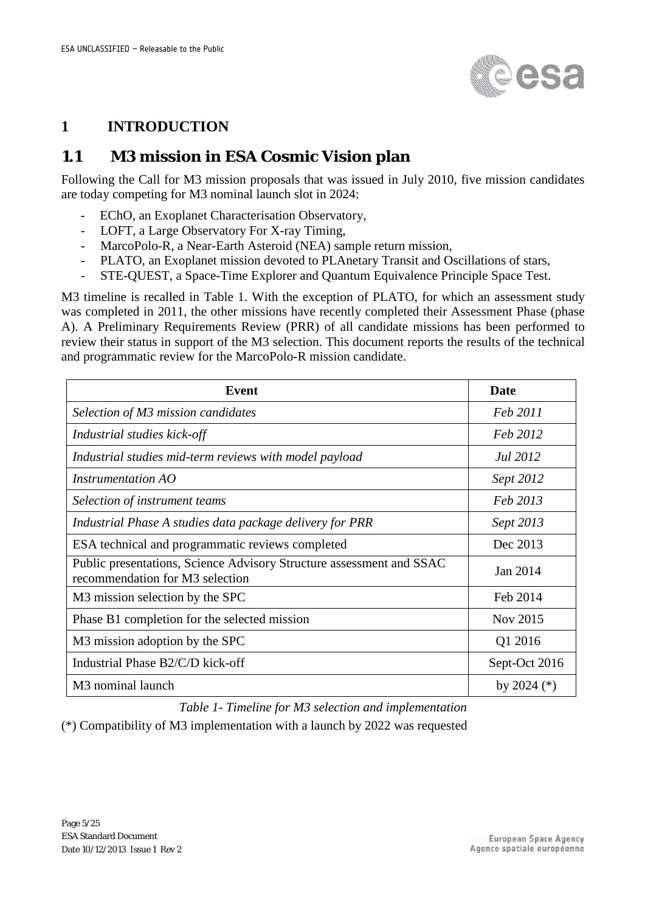# 1 INTRODUCTION

## 1.1 M3 mission in ESA Cosmic Vision plan

Following the Call for M3 mission proposals that was issued in July 2010, five mission candidates are today competing for M3 nominal launch slot in 2024:

- EChO, an Exoplanet Characterisation Observatory,
- LOFT, a Large Observatory For X-ray Timing,
- MarcoPolo-R, a Near-Earth Asteroid (NEA) sample return mission,
- PLATO, an Exoplanet mission devoted to PLAnetary Transit and Oscillations of stars,
- STE-QUEST, a Space-Time Explorer and Quantum Equivalence Principle Space Test.

M3 timeline is recalled in Table 1. With the exception of PLATO, for which an assessment study was completed in 2011, the other missions have recently completed their Assessment Phase (phase A). A Preliminary Requirements Review (PRR) of all candidate missions has been performed to review their status in support of the M3 selection. This document reports the results of the technical and programmatic review for the MarcoPolo-R mission candidate.

| Event | Date |
|---|---|
| *Selection of M3 mission candidates* | *Feb 2011* |
| *Industrial studies kick-off* | *Feb 2012* |
| *Industrial studies mid-term reviews with model payload* | *Jul 2012* |
| *Instrumentation AO* | *Sept 2012* |
| *Selection of instrument teams* | *Feb 2013* |
| *Industrial Phase A studies data package delivery for PRR* | *Sept 2013* |
| ESA technical and programmatic reviews completed | Dec 2013 |
| Public presentations, Science Advisory Structure assessment and SSAC recommendation for M3 selection | Jan 2014 |
| M3 mission selection by the SPC | Feb 2014 |
| Phase B1 completion for the selected mission | Nov 2015 |
| M3 mission adoption by the SPC | Q1 2016 |
| Industrial Phase B2/C/D kick-off | Sept-Oct 2016 |
| M3 nominal launch | by 2024 (*) |

*Table 1- Timeline for M3 selection and implementation*

(*) Compatibility of M3 implementation with a launch by 2022 was requested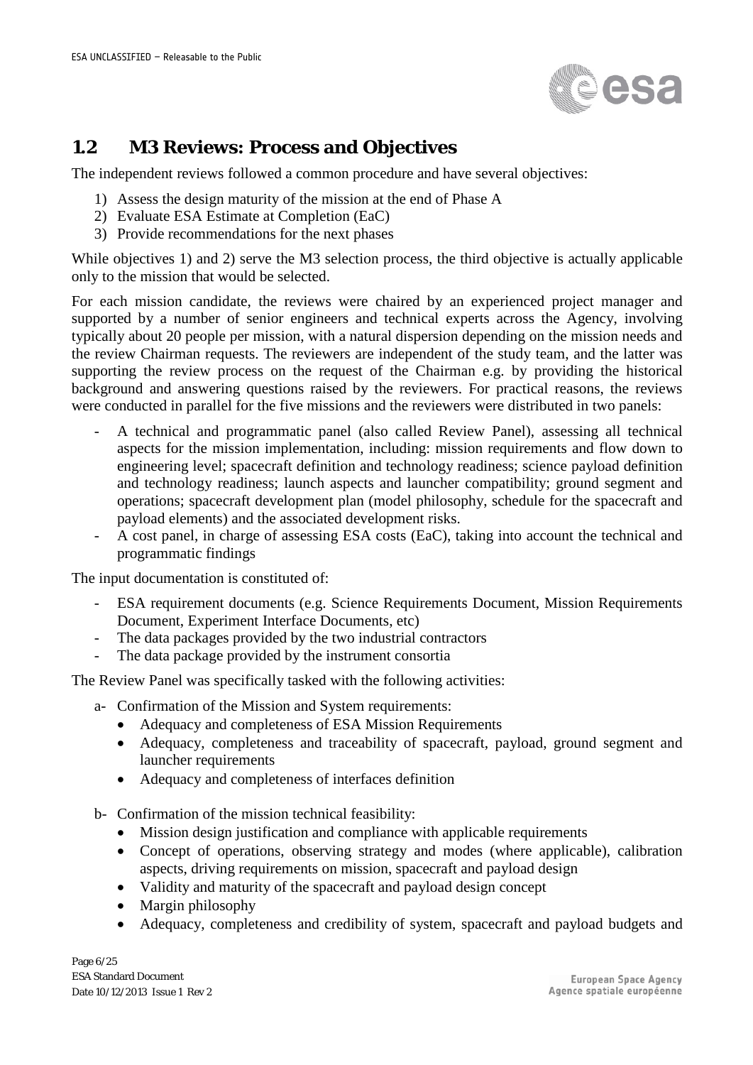## 1.2 M3 Reviews: Process and Objectives

The independent reviews followed a common procedure and have several objectives:

1) Assess the design maturity of the mission at the end of Phase A
2) Evaluate ESA Estimate at Completion (EaC)
3) Provide recommendations for the next phases

While objectives 1) and 2) serve the M3 selection process, the third objective is actually applicable only to the mission that would be selected.

For each mission candidate, the reviews were chaired by an experienced project manager and supported by a number of senior engineers and technical experts across the Agency, involving typically about 20 people per mission, with a natural dispersion depending on the mission needs and the review Chairman requests. The reviewers are independent of the study team, and the latter was supporting the review process on the request of the Chairman e.g. by providing the historical background and answering questions raised by the reviewers. For practical reasons, the reviews were conducted in parallel for the five missions and the reviewers were distributed in two panels:

- A technical and programmatic panel (also called Review Panel), assessing all technical aspects for the mission implementation, including: mission requirements and flow down to engineering level; spacecraft definition and technology readiness; science payload definition and technology readiness; launch aspects and launcher compatibility; ground segment and operations; spacecraft development plan (model philosophy, schedule for the spacecraft and payload elements) and the associated development risks.
- A cost panel, in charge of assessing ESA costs (EaC), taking into account the technical and programmatic findings

The input documentation is constituted of:

- ESA requirement documents (e.g. Science Requirements Document, Mission Requirements Document, Experiment Interface Documents, etc)
- The data packages provided by the two industrial contractors
- The data package provided by the instrument consortia

The Review Panel was specifically tasked with the following activities:

a- Confirmation of the Mission and System requirements:
  - Adequacy and completeness of ESA Mission Requirements
  - Adequacy, completeness and traceability of spacecraft, payload, ground segment and launcher requirements
  - Adequacy and completeness of interfaces definition

b- Confirmation of the mission technical feasibility:
  - Mission design justification and compliance with applicable requirements
  - Concept of operations, observing strategy and modes (where applicable), calibration aspects, driving requirements on mission, spacecraft and payload design
  - Validity and maturity of the spacecraft and payload design concept
  - Margin philosophy
  - Adequacy, completeness and credibility of system, spacecraft and payload budgets and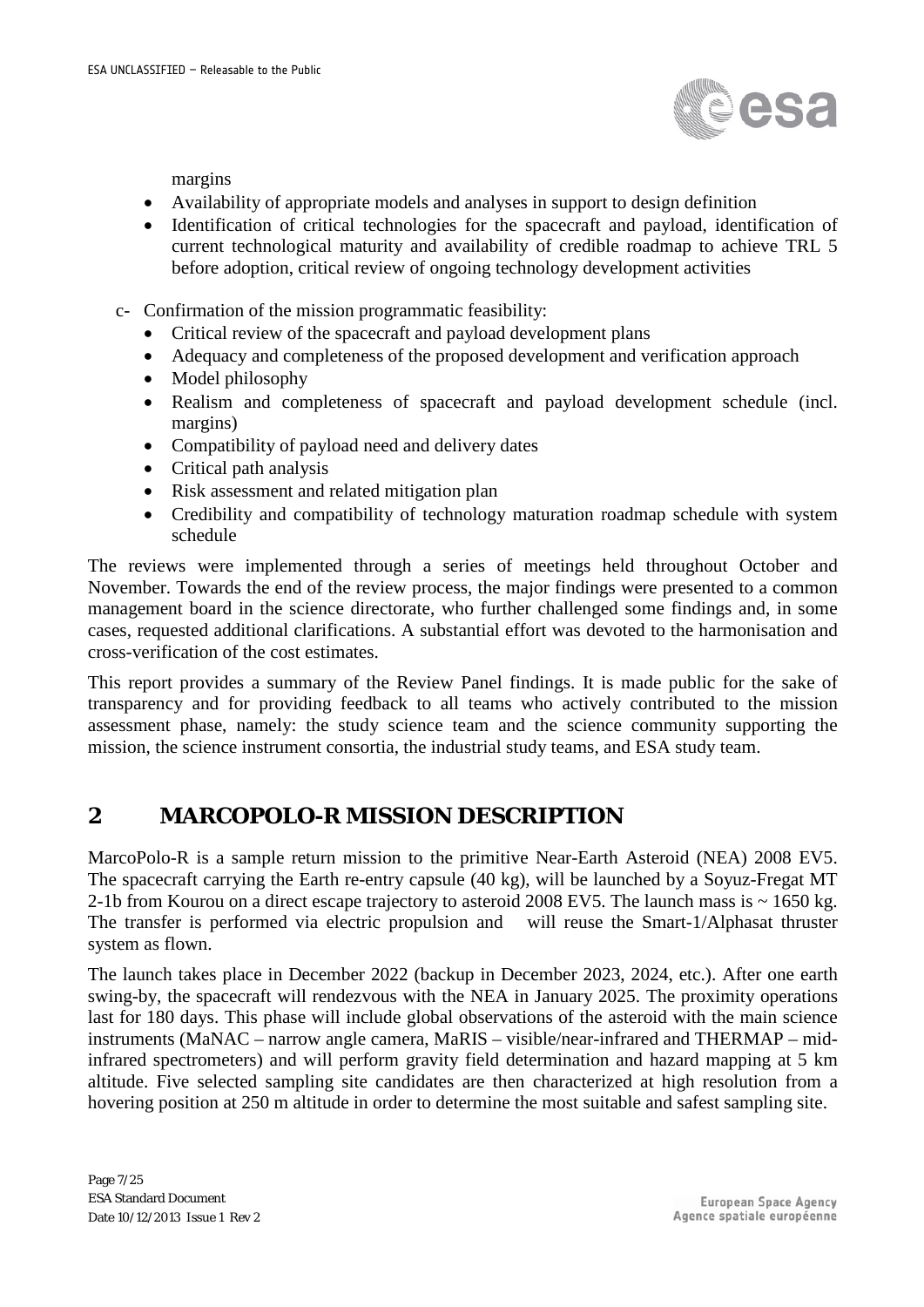margins

- Availability of appropriate models and analyses in support to design definition
- Identification of critical technologies for the spacecraft and payload, identification of current technological maturity and availability of credible roadmap to achieve TRL 5 before adoption, critical review of ongoing technology development activities

c- Confirmation of the mission programmatic feasibility:

- Critical review of the spacecraft and payload development plans
- Adequacy and completeness of the proposed development and verification approach
- Model philosophy
- Realism and completeness of spacecraft and payload development schedule (incl. margins)
- Compatibility of payload need and delivery dates
- Critical path analysis
- Risk assessment and related mitigation plan
- Credibility and compatibility of technology maturation roadmap schedule with system schedule

The reviews were implemented through a series of meetings held throughout October and November. Towards the end of the review process, the major findings were presented to a common management board in the science directorate, who further challenged some findings and, in some cases, requested additional clarifications. A substantial effort was devoted to the harmonisation and cross-verification of the cost estimates.

This report provides a summary of the Review Panel findings. It is made public for the sake of transparency and for providing feedback to all teams who actively contributed to the mission assessment phase, namely: the study science team and the science community supporting the mission, the science instrument consortia, the industrial study teams, and ESA study team.

# 2 MARCOPOLO-R MISSION DESCRIPTION

MarcoPolo-R is a sample return mission to the primitive Near-Earth Asteroid (NEA) 2008 EV5. The spacecraft carrying the Earth re-entry capsule (40 kg), will be launched by a Soyuz-Fregat MT 2-1b from Kourou on a direct escape trajectory to asteroid 2008 EV5. The launch mass is ~ 1650 kg. The transfer is performed via electric propulsion and will reuse the Smart-1/Alphasat thruster system as flown.

The launch takes place in December 2022 (backup in December 2023, 2024, etc.). After one earth swing-by, the spacecraft will rendezvous with the NEA in January 2025. The proximity operations last for 180 days. This phase will include global observations of the asteroid with the main science instruments (MaNAC – narrow angle camera, MaRIS – visible/near-infrared and THERMAP – mid-infrared spectrometers) and will perform gravity field determination and hazard mapping at 5 km altitude. Five selected sampling site candidates are then characterized at high resolution from a hovering position at 250 m altitude in order to determine the most suitable and safest sampling site.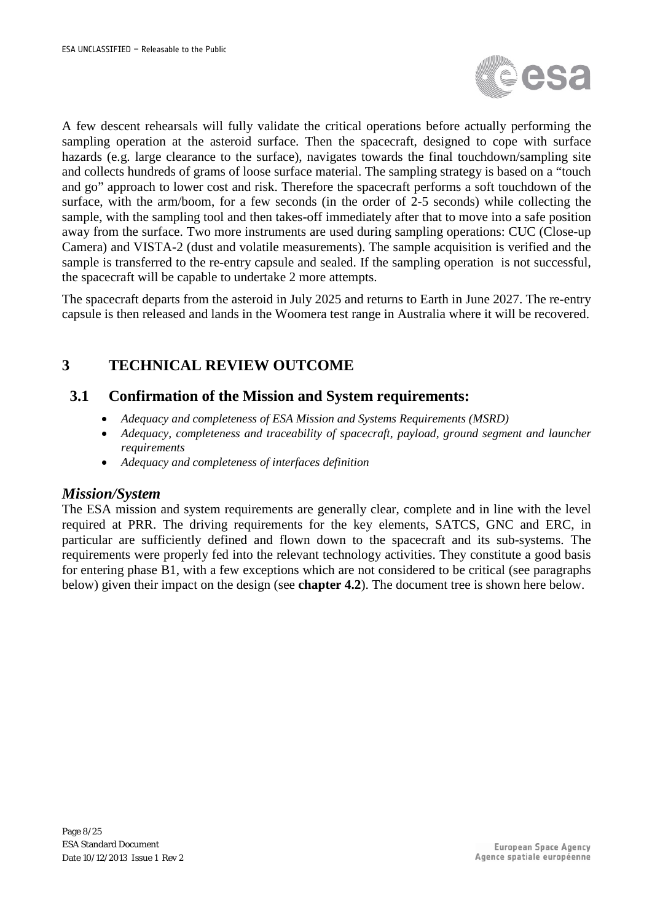A few descent rehearsals will fully validate the critical operations before actually performing the sampling operation at the asteroid surface. Then the spacecraft, designed to cope with surface hazards (e.g. large clearance to the surface), navigates towards the final touchdown/sampling site and collects hundreds of grams of loose surface material. The sampling strategy is based on a "touch and go" approach to lower cost and risk. Therefore the spacecraft performs a soft touchdown of the surface, with the arm/boom, for a few seconds (in the order of 2-5 seconds) while collecting the sample, with the sampling tool and then takes-off immediately after that to move into a safe position away from the surface. Two more instruments are used during sampling operations: CUC (Close-up Camera) and VISTA-2 (dust and volatile measurements). The sample acquisition is verified and the sample is transferred to the re-entry capsule and sealed. If the sampling operation is not successful, the spacecraft will be capable to undertake 2 more attempts.

The spacecraft departs from the asteroid in July 2025 and returns to Earth in June 2027. The re-entry capsule is then released and lands in the Woomera test range in Australia where it will be recovered.

# 3 TECHNICAL REVIEW OUTCOME

## 3.1 Confirmation of the Mission and System requirements:

- *Adequacy and completeness of ESA Mission and Systems Requirements (MSRD)*
- *Adequacy, completeness and traceability of spacecraft, payload, ground segment and launcher requirements*
- *Adequacy and completeness of interfaces definition*

### *Mission/System*

The ESA mission and system requirements are generally clear, complete and in line with the level required at PRR. The driving requirements for the key elements, SATCS, GNC and ERC, in particular are sufficiently defined and flown down to the spacecraft and its sub-systems. The requirements were properly fed into the relevant technology activities. They constitute a good basis for entering phase B1, with a few exceptions which are not considered to be critical (see paragraphs below) given their impact on the design (see **chapter 4.2**). The document tree is shown here below.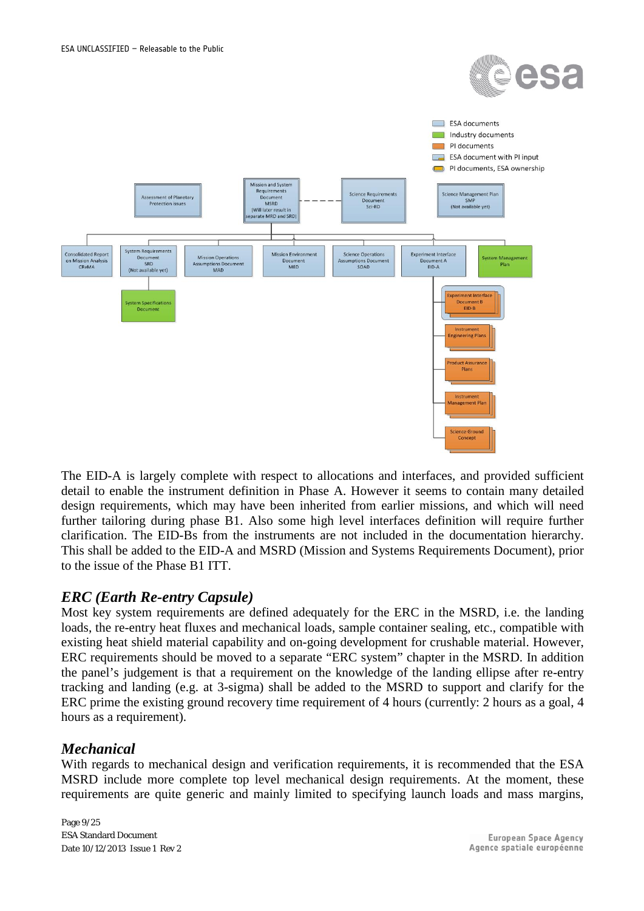- ESA documents
- Industry documents
- PI documents
- ESA document with PI input
- PI documents, ESA ownership

Assessment of Planetary Protection issues

Mission and System Requirements Document MSRD (Will later result in separate MRD and SRD)

Science Requirements Document Sci-RD

Science Management Plan SMP (Not available yet)

Consolidated Report on Mission Analysis CReMA

System Requirements Document SRD (Not available yet)

System Specifications Document

Mission Operations Assumptions Document MAD

Mission Environment Document MED

Science Operations Assumptions Document SOAD

Experiment Interface Document A EID-A

Experiment Interface Document B EID-B

Instrument Engineering Plans

Product Assurance Plans

Instrument Management Plan

Science Ground Concept

System Management Plan

The EID-A is largely complete with respect to allocations and interfaces, and provided sufficient detail to enable the instrument definition in Phase A. However it seems to contain many detailed design requirements, which may have been inherited from earlier missions, and which will need further tailoring during phase B1. Also some high level interfaces definition will require further clarification. The EID-Bs from the instruments are not included in the documentation hierarchy. This shall be added to the EID-A and MSRD (Mission and Systems Requirements Document), prior to the issue of the Phase B1 ITT.

## *ERC (Earth Re-entry Capsule)*

Most key system requirements are defined adequately for the ERC in the MSRD, i.e. the landing loads, the re-entry heat fluxes and mechanical loads, sample container sealing, etc., compatible with existing heat shield material capability and on-going development for crushable material. However, ERC requirements should be moved to a separate "ERC system" chapter in the MSRD. In addition the panel's judgement is that a requirement on the knowledge of the landing ellipse after re-entry tracking and landing (e.g. at 3-sigma) shall be added to the MSRD to support and clarify for the ERC prime the existing ground recovery time requirement of 4 hours (currently: 2 hours as a goal, 4 hours as a requirement).

## *Mechanical*

With regards to mechanical design and verification requirements, it is recommended that the ESA MSRD include more complete top level mechanical design requirements. At the moment, these requirements are quite generic and mainly limited to specifying launch loads and mass margins,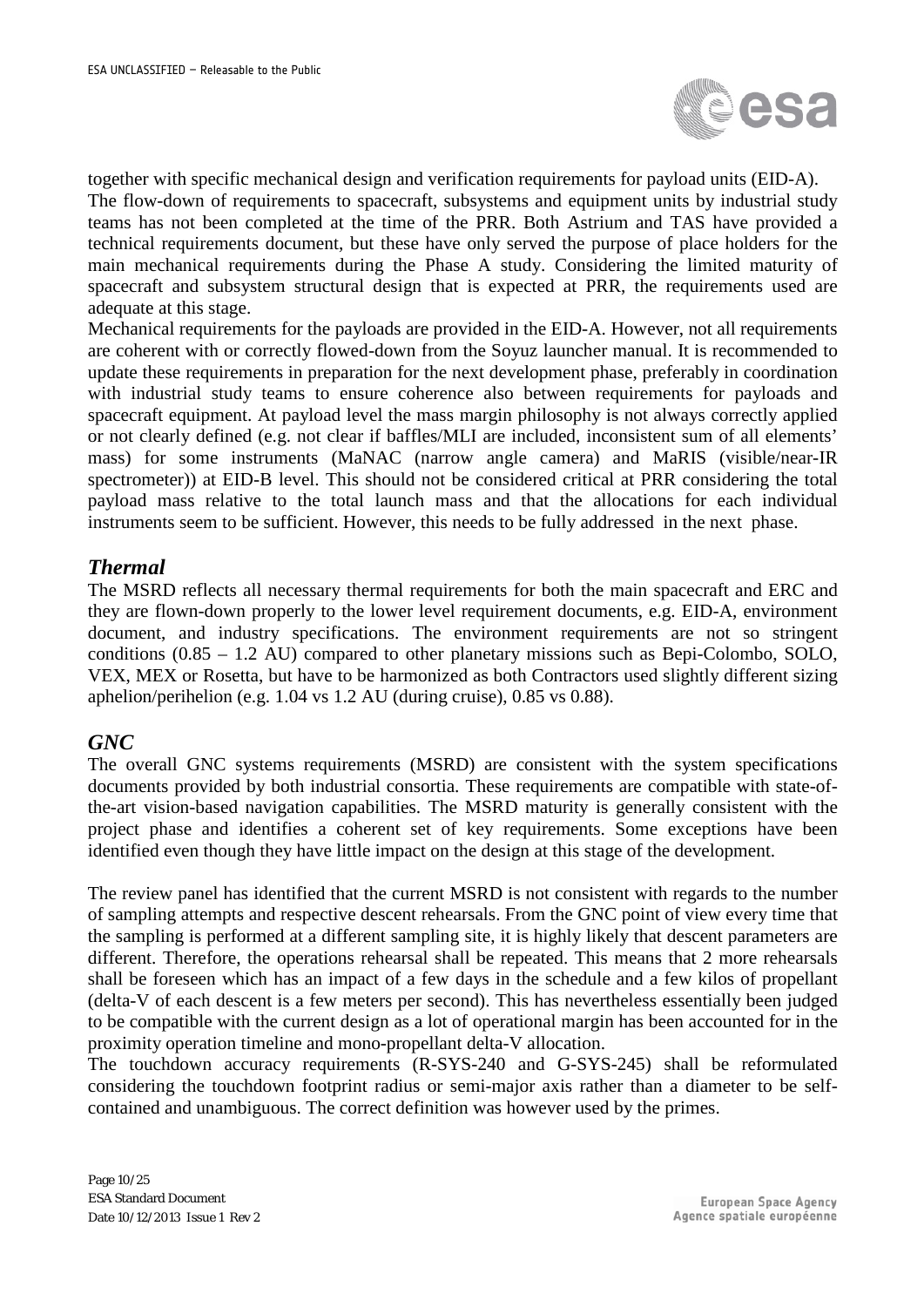together with specific mechanical design and verification requirements for payload units (EID-A).

The flow-down of requirements to spacecraft, subsystems and equipment units by industrial study teams has not been completed at the time of the PRR. Both Astrium and TAS have provided a technical requirements document, but these have only served the purpose of place holders for the main mechanical requirements during the Phase A study. Considering the limited maturity of spacecraft and subsystem structural design that is expected at PRR, the requirements used are adequate at this stage.

Mechanical requirements for the payloads are provided in the EID-A. However, not all requirements are coherent with or correctly flowed-down from the Soyuz launcher manual. It is recommended to update these requirements in preparation for the next development phase, preferably in coordination with industrial study teams to ensure coherence also between requirements for payloads and spacecraft equipment. At payload level the mass margin philosophy is not always correctly applied or not clearly defined (e.g. not clear if baffles/MLI are included, inconsistent sum of all elements' mass) for some instruments (MaNAC (narrow angle camera) and MaRIS (visible/near-IR spectrometer)) at EID-B level. This should not be considered critical at PRR considering the total payload mass relative to the total launch mass and that the allocations for each individual instruments seem to be sufficient. However, this needs to be fully addressed in the next phase.

## *Thermal*

The MSRD reflects all necessary thermal requirements for both the main spacecraft and ERC and they are flown-down properly to the lower level requirement documents, e.g. EID-A, environment document, and industry specifications. The environment requirements are not so stringent conditions (0.85 – 1.2 AU) compared to other planetary missions such as Bepi-Colombo, SOLO, VEX, MEX or Rosetta, but have to be harmonized as both Contractors used slightly different sizing aphelion/perihelion (e.g. 1.04 vs 1.2 AU (during cruise), 0.85 vs 0.88).

## *GNC*

The overall GNC systems requirements (MSRD) are consistent with the system specifications documents provided by both industrial consortia. These requirements are compatible with state-of-the-art vision-based navigation capabilities. The MSRD maturity is generally consistent with the project phase and identifies a coherent set of key requirements. Some exceptions have been identified even though they have little impact on the design at this stage of the development.

The review panel has identified that the current MSRD is not consistent with regards to the number of sampling attempts and respective descent rehearsals. From the GNC point of view every time that the sampling is performed at a different sampling site, it is highly likely that descent parameters are different. Therefore, the operations rehearsal shall be repeated. This means that 2 more rehearsals shall be foreseen which has an impact of a few days in the schedule and a few kilos of propellant (delta-V of each descent is a few meters per second). This has nevertheless essentially been judged to be compatible with the current design as a lot of operational margin has been accounted for in the proximity operation timeline and mono-propellant delta-V allocation.

The touchdown accuracy requirements (R-SYS-240 and G-SYS-245) shall be reformulated considering the touchdown footprint radius or semi-major axis rather than a diameter to be self-contained and unambiguous. The correct definition was however used by the primes.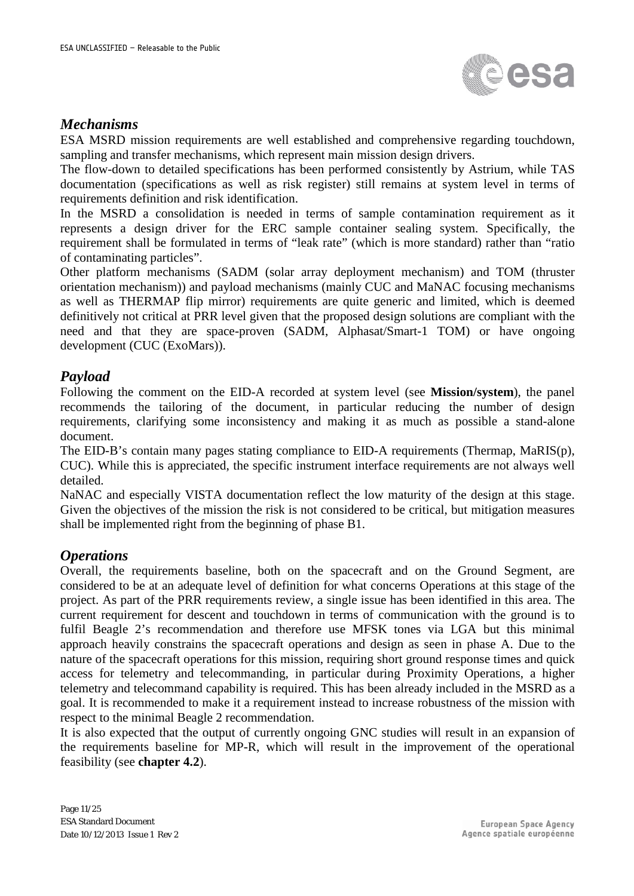### *Mechanisms*

ESA MSRD mission requirements are well established and comprehensive regarding touchdown, sampling and transfer mechanisms, which represent main mission design drivers.

The flow-down to detailed specifications has been performed consistently by Astrium, while TAS documentation (specifications as well as risk register) still remains at system level in terms of requirements definition and risk identification.

In the MSRD a consolidation is needed in terms of sample contamination requirement as it represents a design driver for the ERC sample container sealing system. Specifically, the requirement shall be formulated in terms of "leak rate" (which is more standard) rather than "ratio of contaminating particles".

Other platform mechanisms (SADM (solar array deployment mechanism) and TOM (thruster orientation mechanism)) and payload mechanisms (mainly CUC and MaNAC focusing mechanisms as well as THERMAP flip mirror) requirements are quite generic and limited, which is deemed definitively not critical at PRR level given that the proposed design solutions are compliant with the need and that they are space-proven (SADM, Alphasat/Smart-1 TOM) or have ongoing development (CUC (ExoMars)).

### *Payload*

Following the comment on the EID-A recorded at system level (see **Mission/system**), the panel recommends the tailoring of the document, in particular reducing the number of design requirements, clarifying some inconsistency and making it as much as possible a stand-alone document.

The EID-B's contain many pages stating compliance to EID-A requirements (Thermap, MaRIS(p), CUC). While this is appreciated, the specific instrument interface requirements are not always well detailed.

NaNAC and especially VISTA documentation reflect the low maturity of the design at this stage. Given the objectives of the mission the risk is not considered to be critical, but mitigation measures shall be implemented right from the beginning of phase B1.

### *Operations*

Overall, the requirements baseline, both on the spacecraft and on the Ground Segment, are considered to be at an adequate level of definition for what concerns Operations at this stage of the project. As part of the PRR requirements review, a single issue has been identified in this area. The current requirement for descent and touchdown in terms of communication with the ground is to fulfil Beagle 2's recommendation and therefore use MFSK tones via LGA but this minimal approach heavily constrains the spacecraft operations and design as seen in phase A. Due to the nature of the spacecraft operations for this mission, requiring short ground response times and quick access for telemetry and telecommanding, in particular during Proximity Operations, a higher telemetry and telecommand capability is required. This has been already included in the MSRD as a goal. It is recommended to make it a requirement instead to increase robustness of the mission with respect to the minimal Beagle 2 recommendation.

It is also expected that the output of currently ongoing GNC studies will result in an expansion of the requirements baseline for MP-R, which will result in the improvement of the operational feasibility (see **chapter 4.2**).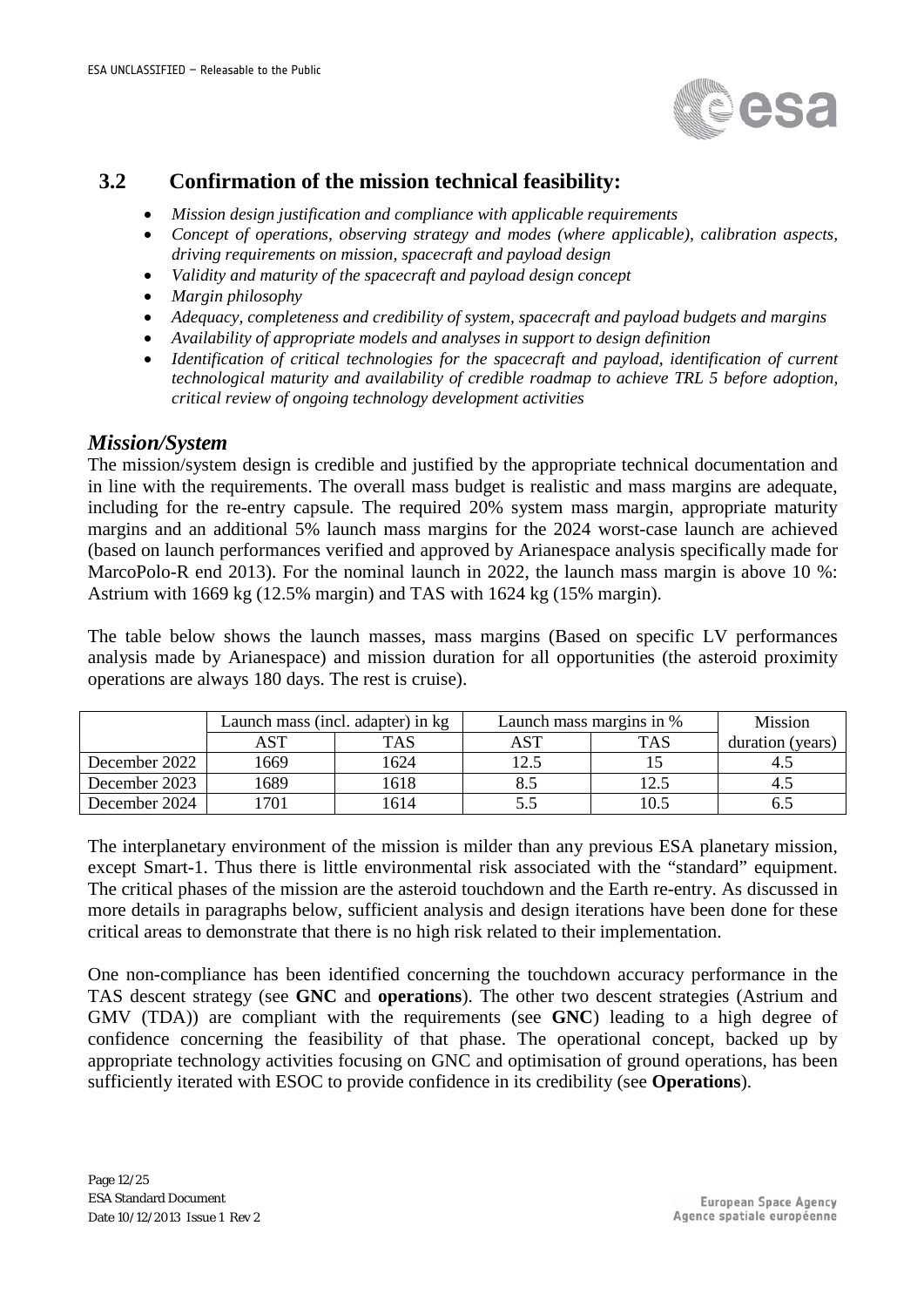## 3.2 Confirmation of the mission technical feasibility:

- *Mission design justification and compliance with applicable requirements*
- *Concept of operations, observing strategy and modes (where applicable), calibration aspects, driving requirements on mission, spacecraft and payload design*
- *Validity and maturity of the spacecraft and payload design concept*
- *Margin philosophy*
- *Adequacy, completeness and credibility of system, spacecraft and payload budgets and margins*
- *Availability of appropriate models and analyses in support to design definition*
- *Identification of critical technologies for the spacecraft and payload, identification of current technological maturity and availability of credible roadmap to achieve TRL 5 before adoption, critical review of ongoing technology development activities*

### *Mission/System*

The mission/system design is credible and justified by the appropriate technical documentation and in line with the requirements. The overall mass budget is realistic and mass margins are adequate, including for the re-entry capsule. The required 20% system mass margin, appropriate maturity margins and an additional 5% launch mass margins for the 2024 worst-case launch are achieved (based on launch performances verified and approved by Arianespace analysis specifically made for MarcoPolo-R end 2013). For the nominal launch in 2022, the launch mass margin is above 10 %: Astrium with 1669 kg (12.5% margin) and TAS with 1624 kg (15% margin).

The table below shows the launch masses, mass margins (Based on specific LV performances analysis made by Arianespace) and mission duration for all opportunities (the asteroid proximity operations are always 180 days. The rest is cruise).

| | Launch mass (incl. adapter) in kg | | Launch mass margins in % | | Mission duration (years) |
|---|---|---|---|---|---|
| | AST | TAS | AST | TAS | |
| December 2022 | 1669 | 1624 | 12.5 | 15 | 4.5 |
| December 2023 | 1689 | 1618 | 8.5 | 12.5 | 4.5 |
| December 2024 | 1701 | 1614 | 5.5 | 10.5 | 6.5 |

The interplanetary environment of the mission is milder than any previous ESA planetary mission, except Smart-1. Thus there is little environmental risk associated with the "standard" equipment. The critical phases of the mission are the asteroid touchdown and the Earth re-entry. As discussed in more details in paragraphs below, sufficient analysis and design iterations have been done for these critical areas to demonstrate that there is no high risk related to their implementation.

One non-compliance has been identified concerning the touchdown accuracy performance in the TAS descent strategy (see **GNC** and **operations**). The other two descent strategies (Astrium and GMV (TDA)) are compliant with the requirements (see **GNC**) leading to a high degree of confidence concerning the feasibility of that phase. The operational concept, backed up by appropriate technology activities focusing on GNC and optimisation of ground operations, has been sufficiently iterated with ESOC to provide confidence in its credibility (see **Operations**).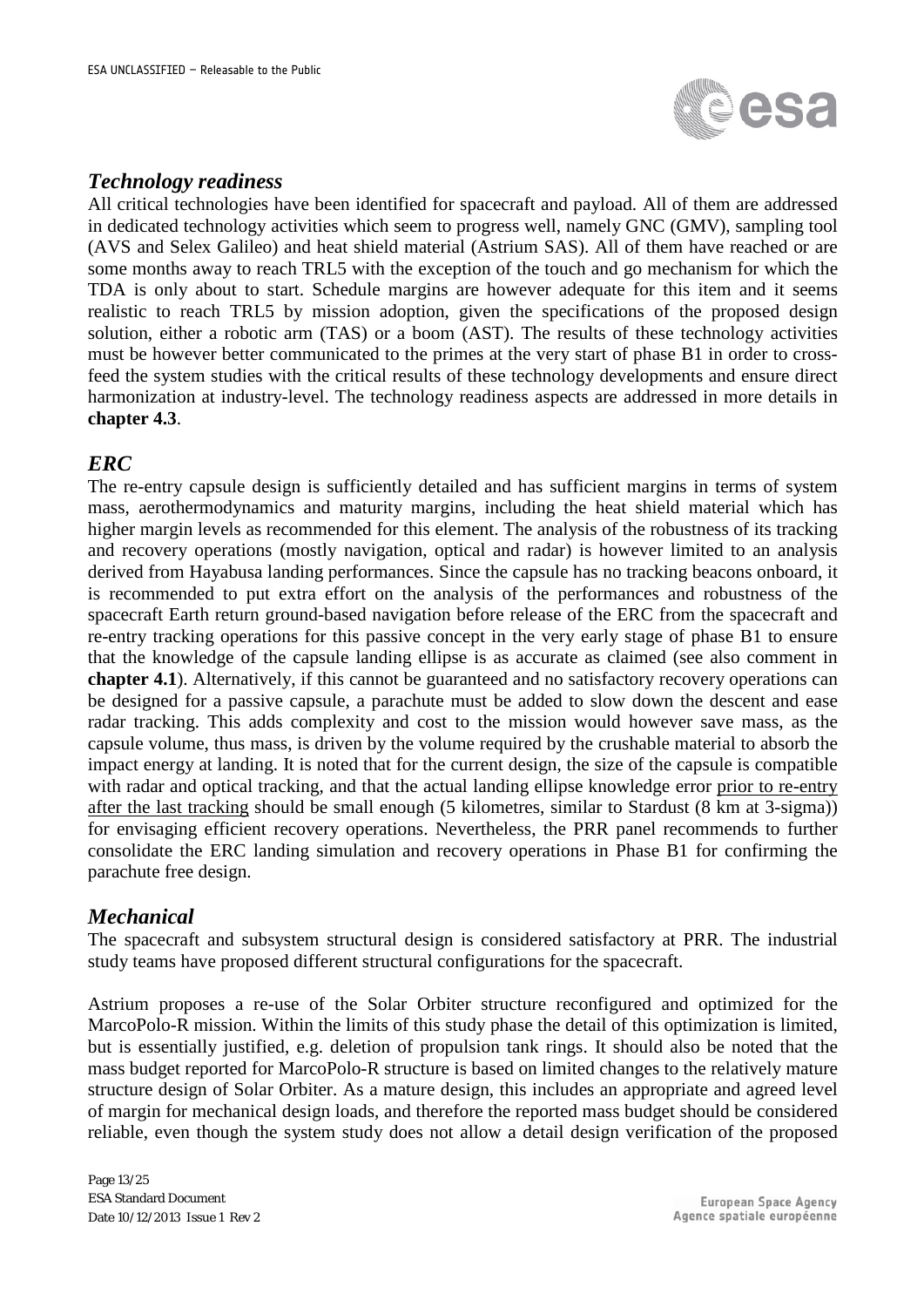### *Technology readiness*

All critical technologies have been identified for spacecraft and payload. All of them are addressed in dedicated technology activities which seem to progress well, namely GNC (GMV), sampling tool (AVS and Selex Galileo) and heat shield material (Astrium SAS). All of them have reached or are some months away to reach TRL5 with the exception of the touch and go mechanism for which the TDA is only about to start. Schedule margins are however adequate for this item and it seems realistic to reach TRL5 by mission adoption, given the specifications of the proposed design solution, either a robotic arm (TAS) or a boom (AST). The results of these technology activities must be however better communicated to the primes at the very start of phase B1 in order to cross-feed the system studies with the critical results of these technology developments and ensure direct harmonization at industry-level. The technology readiness aspects are addressed in more details in **chapter 4.3**.

### *ERC*

The re-entry capsule design is sufficiently detailed and has sufficient margins in terms of system mass, aerothermodynamics and maturity margins, including the heat shield material which has higher margin levels as recommended for this element. The analysis of the robustness of its tracking and recovery operations (mostly navigation, optical and radar) is however limited to an analysis derived from Hayabusa landing performances. Since the capsule has no tracking beacons onboard, it is recommended to put extra effort on the analysis of the performances and robustness of the spacecraft Earth return ground-based navigation before release of the ERC from the spacecraft and re-entry tracking operations for this passive concept in the very early stage of phase B1 to ensure that the knowledge of the capsule landing ellipse is as accurate as claimed (see also comment in **chapter 4.1**). Alternatively, if this cannot be guaranteed and no satisfactory recovery operations can be designed for a passive capsule, a parachute must be added to slow down the descent and ease radar tracking. This adds complexity and cost to the mission would however save mass, as the capsule volume, thus mass, is driven by the volume required by the crushable material to absorb the impact energy at landing. It is noted that for the current design, the size of the capsule is compatible with radar and optical tracking, and that the actual landing ellipse knowledge error prior to re-entry after the last tracking should be small enough (5 kilometres, similar to Stardust (8 km at 3-sigma)) for envisaging efficient recovery operations. Nevertheless, the PRR panel recommends to further consolidate the ERC landing simulation and recovery operations in Phase B1 for confirming the parachute free design.

### *Mechanical*

The spacecraft and subsystem structural design is considered satisfactory at PRR. The industrial study teams have proposed different structural configurations for the spacecraft.

Astrium proposes a re-use of the Solar Orbiter structure reconfigured and optimized for the MarcoPolo-R mission. Within the limits of this study phase the detail of this optimization is limited, but is essentially justified, e.g. deletion of propulsion tank rings. It should also be noted that the mass budget reported for MarcoPolo-R structure is based on limited changes to the relatively mature structure design of Solar Orbiter. As a mature design, this includes an appropriate and agreed level of margin for mechanical design loads, and therefore the reported mass budget should be considered reliable, even though the system study does not allow a detail design verification of the proposed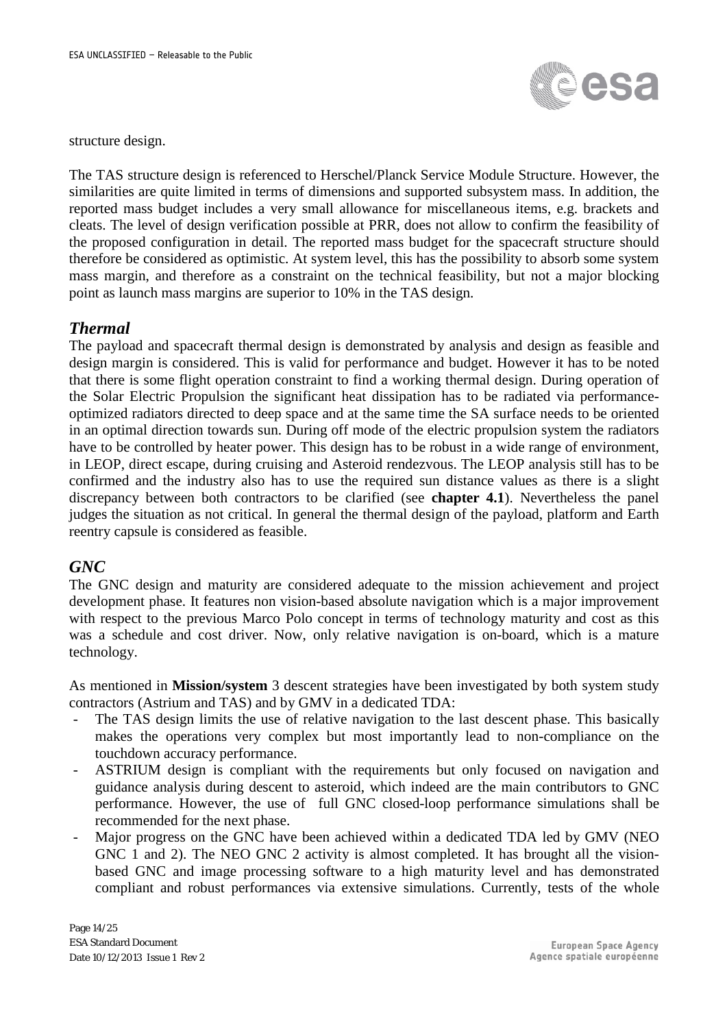structure design.

The TAS structure design is referenced to Herschel/Planck Service Module Structure. However, the similarities are quite limited in terms of dimensions and supported subsystem mass. In addition, the reported mass budget includes a very small allowance for miscellaneous items, e.g. brackets and cleats. The level of design verification possible at PRR, does not allow to confirm the feasibility of the proposed configuration in detail. The reported mass budget for the spacecraft structure should therefore be considered as optimistic. At system level, this has the possibility to absorb some system mass margin, and therefore as a constraint on the technical feasibility, but not a major blocking point as launch mass margins are superior to 10% in the TAS design.

## *Thermal*

The payload and spacecraft thermal design is demonstrated by analysis and design as feasible and design margin is considered. This is valid for performance and budget. However it has to be noted that there is some flight operation constraint to find a working thermal design. During operation of the Solar Electric Propulsion the significant heat dissipation has to be radiated via performance-optimized radiators directed to deep space and at the same time the SA surface needs to be oriented in an optimal direction towards sun. During off mode of the electric propulsion system the radiators have to be controlled by heater power. This design has to be robust in a wide range of environment, in LEOP, direct escape, during cruising and Asteroid rendezvous. The LEOP analysis still has to be confirmed and the industry also has to use the required sun distance values as there is a slight discrepancy between both contractors to be clarified (see **chapter 4.1**). Nevertheless the panel judges the situation as not critical. In general the thermal design of the payload, platform and Earth reentry capsule is considered as feasible.

## *GNC*

The GNC design and maturity are considered adequate to the mission achievement and project development phase. It features non vision-based absolute navigation which is a major improvement with respect to the previous Marco Polo concept in terms of technology maturity and cost as this was a schedule and cost driver. Now, only relative navigation is on-board, which is a mature technology.

As mentioned in **Mission/system** 3 descent strategies have been investigated by both system study contractors (Astrium and TAS) and by GMV in a dedicated TDA:

- The TAS design limits the use of relative navigation to the last descent phase. This basically makes the operations very complex but most importantly lead to non-compliance on the touchdown accuracy performance.
- ASTRIUM design is compliant with the requirements but only focused on navigation and guidance analysis during descent to asteroid, which indeed are the main contributors to GNC performance. However, the use of full GNC closed-loop performance simulations shall be recommended for the next phase.
- Major progress on the GNC have been achieved within a dedicated TDA led by GMV (NEO GNC 1 and 2). The NEO GNC 2 activity is almost completed. It has brought all the vision-based GNC and image processing software to a high maturity level and has demonstrated compliant and robust performances via extensive simulations. Currently, tests of the whole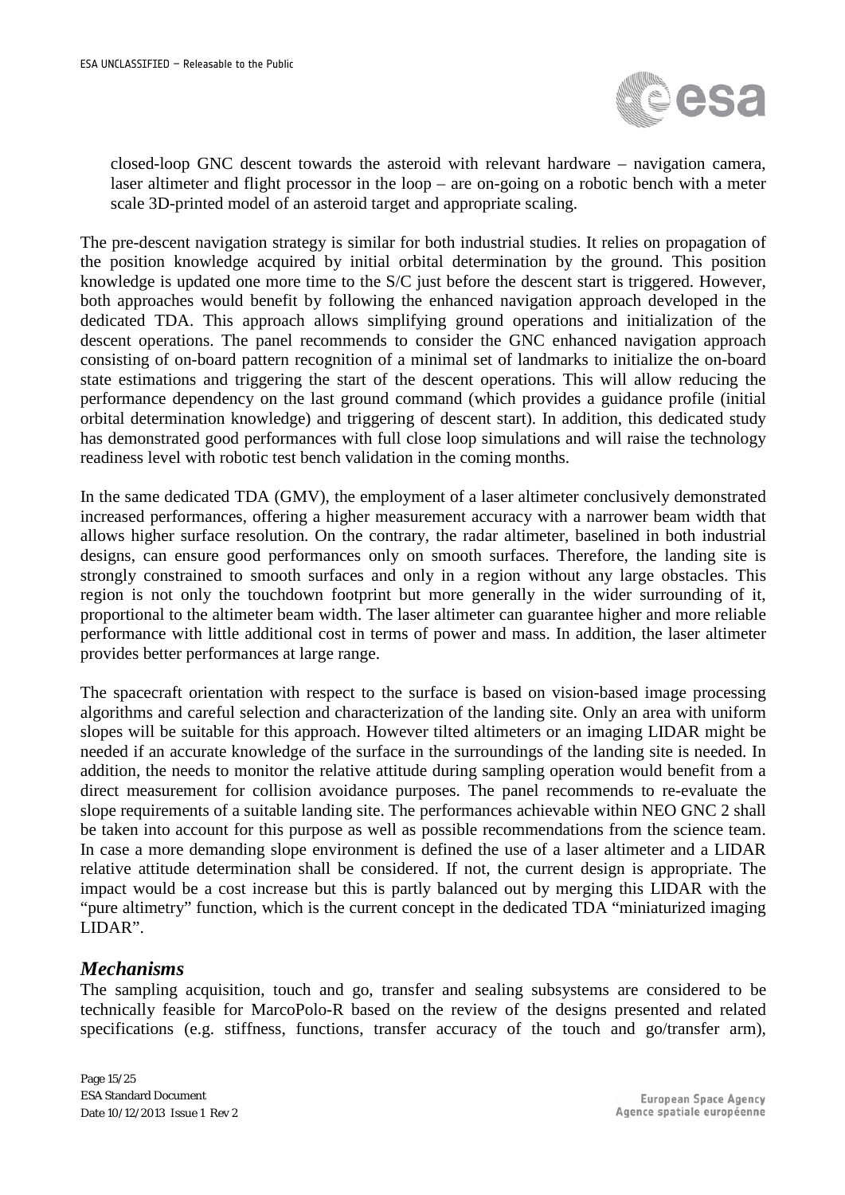closed-loop GNC descent towards the asteroid with relevant hardware – navigation camera, laser altimeter and flight processor in the loop – are on-going on a robotic bench with a meter scale 3D-printed model of an asteroid target and appropriate scaling.

The pre-descent navigation strategy is similar for both industrial studies. It relies on propagation of the position knowledge acquired by initial orbital determination by the ground. This position knowledge is updated one more time to the S/C just before the descent start is triggered. However, both approaches would benefit by following the enhanced navigation approach developed in the dedicated TDA. This approach allows simplifying ground operations and initialization of the descent operations. The panel recommends to consider the GNC enhanced navigation approach consisting of on-board pattern recognition of a minimal set of landmarks to initialize the on-board state estimations and triggering the start of the descent operations. This will allow reducing the performance dependency on the last ground command (which provides a guidance profile (initial orbital determination knowledge) and triggering of descent start). In addition, this dedicated study has demonstrated good performances with full close loop simulations and will raise the technology readiness level with robotic test bench validation in the coming months.

In the same dedicated TDA (GMV), the employment of a laser altimeter conclusively demonstrated increased performances, offering a higher measurement accuracy with a narrower beam width that allows higher surface resolution. On the contrary, the radar altimeter, baselined in both industrial designs, can ensure good performances only on smooth surfaces. Therefore, the landing site is strongly constrained to smooth surfaces and only in a region without any large obstacles. This region is not only the touchdown footprint but more generally in the wider surrounding of it, proportional to the altimeter beam width. The laser altimeter can guarantee higher and more reliable performance with little additional cost in terms of power and mass. In addition, the laser altimeter provides better performances at large range.

The spacecraft orientation with respect to the surface is based on vision-based image processing algorithms and careful selection and characterization of the landing site. Only an area with uniform slopes will be suitable for this approach. However tilted altimeters or an imaging LIDAR might be needed if an accurate knowledge of the surface in the surroundings of the landing site is needed. In addition, the needs to monitor the relative attitude during sampling operation would benefit from a direct measurement for collision avoidance purposes. The panel recommends to re-evaluate the slope requirements of a suitable landing site. The performances achievable within NEO GNC 2 shall be taken into account for this purpose as well as possible recommendations from the science team. In case a more demanding slope environment is defined the use of a laser altimeter and a LIDAR relative attitude determination shall be considered. If not, the current design is appropriate. The impact would be a cost increase but this is partly balanced out by merging this LIDAR with the "pure altimetry" function, which is the current concept in the dedicated TDA "miniaturized imaging LIDAR".

### *Mechanisms*

The sampling acquisition, touch and go, transfer and sealing subsystems are considered to be technically feasible for MarcoPolo-R based on the review of the designs presented and related specifications (e.g. stiffness, functions, transfer accuracy of the touch and go/transfer arm),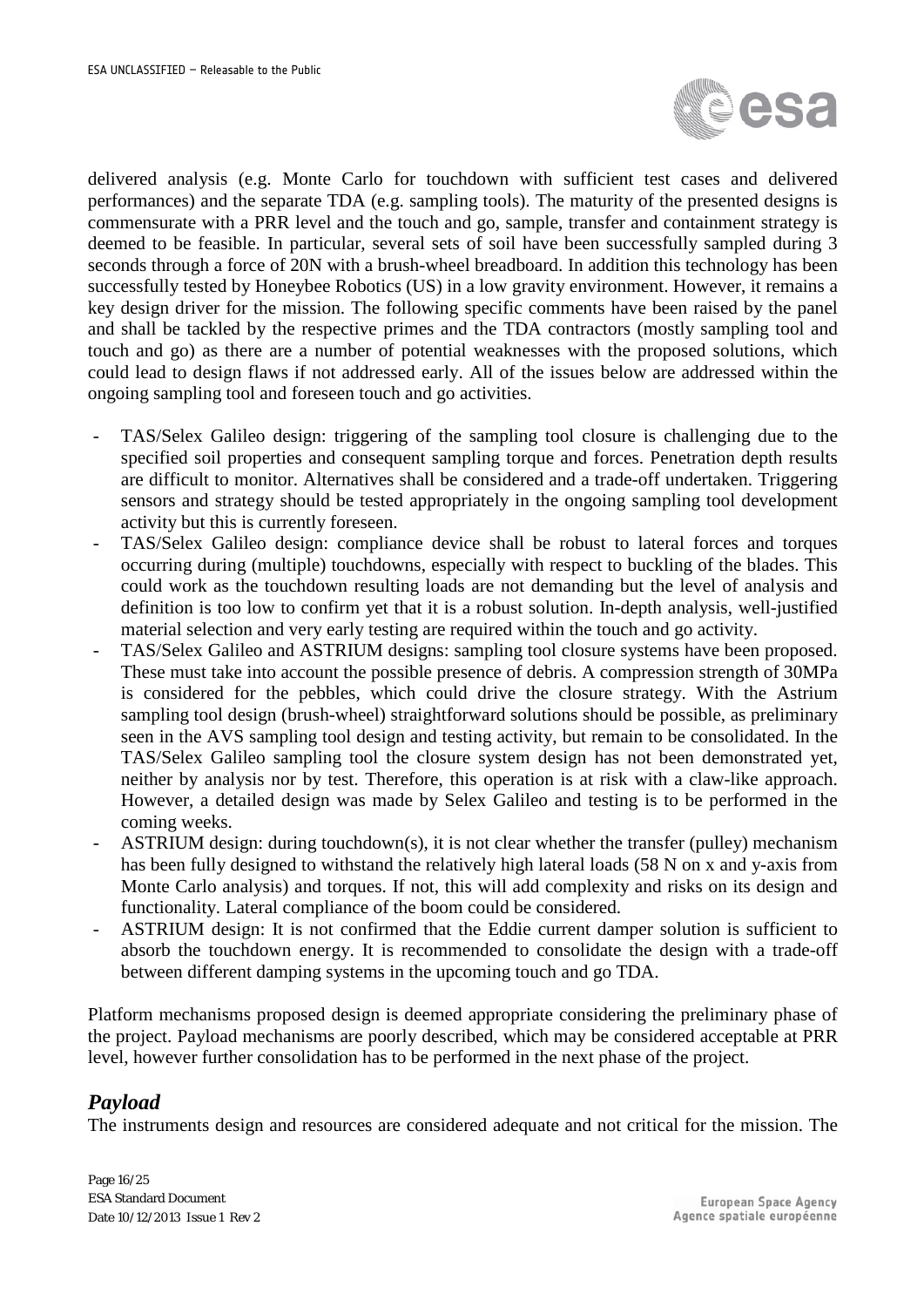delivered analysis (e.g. Monte Carlo for touchdown with sufficient test cases and delivered performances) and the separate TDA (e.g. sampling tools). The maturity of the presented designs is commensurate with a PRR level and the touch and go, sample, transfer and containment strategy is deemed to be feasible. In particular, several sets of soil have been successfully sampled during 3 seconds through a force of 20N with a brush-wheel breadboard. In addition this technology has been successfully tested by Honeybee Robotics (US) in a low gravity environment. However, it remains a key design driver for the mission. The following specific comments have been raised by the panel and shall be tackled by the respective primes and the TDA contractors (mostly sampling tool and touch and go) as there are a number of potential weaknesses with the proposed solutions, which could lead to design flaws if not addressed early. All of the issues below are addressed within the ongoing sampling tool and foreseen touch and go activities.

- TAS/Selex Galileo design: triggering of the sampling tool closure is challenging due to the specified soil properties and consequent sampling torque and forces. Penetration depth results are difficult to monitor. Alternatives shall be considered and a trade-off undertaken. Triggering sensors and strategy should be tested appropriately in the ongoing sampling tool development activity but this is currently foreseen.
- TAS/Selex Galileo design: compliance device shall be robust to lateral forces and torques occurring during (multiple) touchdowns, especially with respect to buckling of the blades. This could work as the touchdown resulting loads are not demanding but the level of analysis and definition is too low to confirm yet that it is a robust solution. In-depth analysis, well-justified material selection and very early testing are required within the touch and go activity.
- TAS/Selex Galileo and ASTRIUM designs: sampling tool closure systems have been proposed. These must take into account the possible presence of debris. A compression strength of 30MPa is considered for the pebbles, which could drive the closure strategy. With the Astrium sampling tool design (brush-wheel) straightforward solutions should be possible, as preliminary seen in the AVS sampling tool design and testing activity, but remain to be consolidated. In the TAS/Selex Galileo sampling tool the closure system design has not been demonstrated yet, neither by analysis nor by test. Therefore, this operation is at risk with a claw-like approach. However, a detailed design was made by Selex Galileo and testing is to be performed in the coming weeks.
- ASTRIUM design: during touchdown(s), it is not clear whether the transfer (pulley) mechanism has been fully designed to withstand the relatively high lateral loads (58 N on x and y-axis from Monte Carlo analysis) and torques. If not, this will add complexity and risks on its design and functionality. Lateral compliance of the boom could be considered.
- ASTRIUM design: It is not confirmed that the Eddie current damper solution is sufficient to absorb the touchdown energy. It is recommended to consolidate the design with a trade-off between different damping systems in the upcoming touch and go TDA.

Platform mechanisms proposed design is deemed appropriate considering the preliminary phase of the project. Payload mechanisms are poorly described, which may be considered acceptable at PRR level, however further consolidation has to be performed in the next phase of the project.

## *Payload*

The instruments design and resources are considered adequate and not critical for the mission. The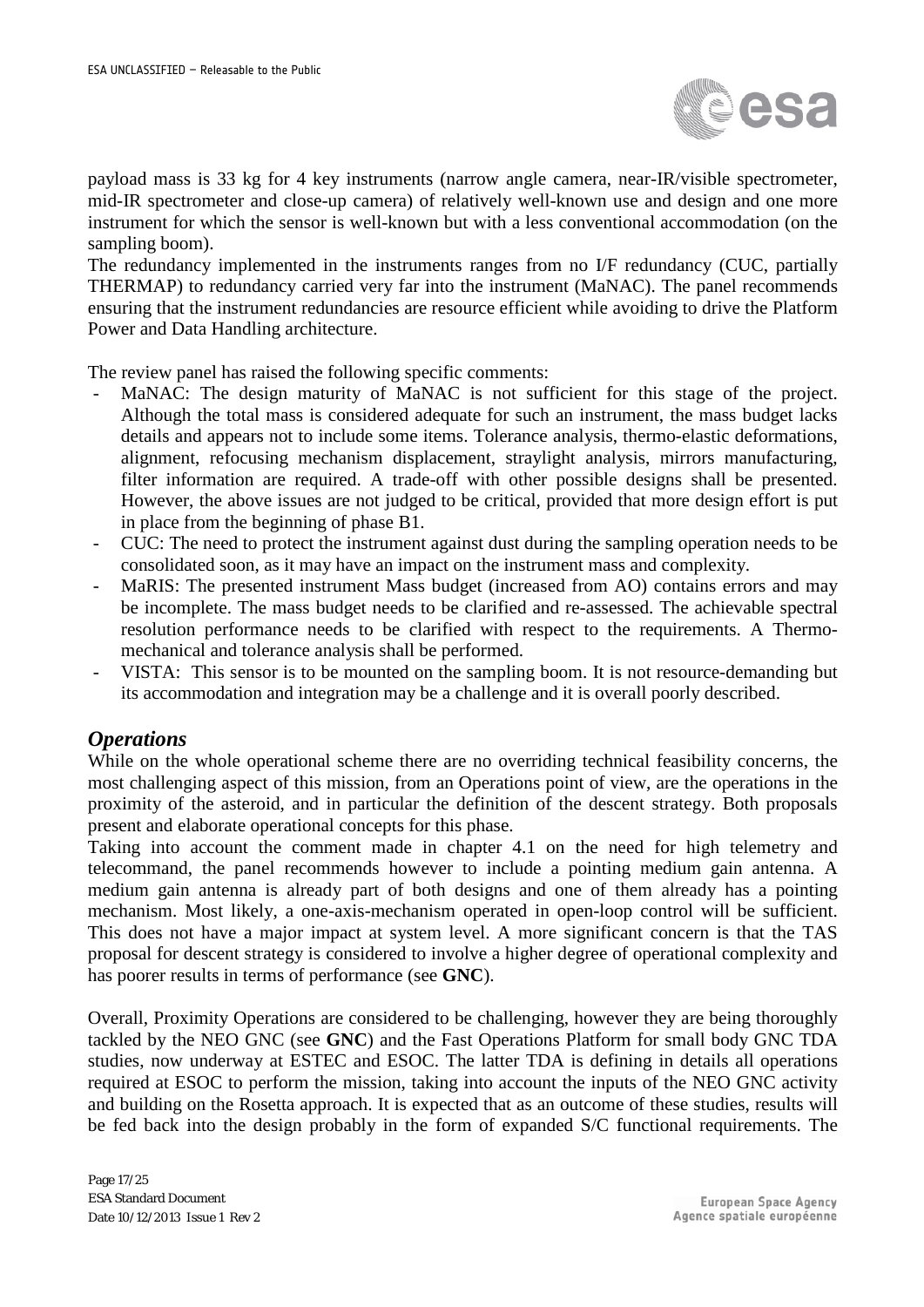payload mass is 33 kg for 4 key instruments (narrow angle camera, near-IR/visible spectrometer, mid-IR spectrometer and close-up camera) of relatively well-known use and design and one more instrument for which the sensor is well-known but with a less conventional accommodation (on the sampling boom).
The redundancy implemented in the instruments ranges from no I/F redundancy (CUC, partially THERMAP) to redundancy carried very far into the instrument (MaNAC). The panel recommends ensuring that the instrument redundancies are resource efficient while avoiding to drive the Platform Power and Data Handling architecture.

The review panel has raised the following specific comments:

- MaNAC: The design maturity of MaNAC is not sufficient for this stage of the project. Although the total mass is considered adequate for such an instrument, the mass budget lacks details and appears not to include some items. Tolerance analysis, thermo-elastic deformations, alignment, refocusing mechanism displacement, straylight analysis, mirrors manufacturing, filter information are required. A trade-off with other possible designs shall be presented. However, the above issues are not judged to be critical, provided that more design effort is put in place from the beginning of phase B1.
- CUC: The need to protect the instrument against dust during the sampling operation needs to be consolidated soon, as it may have an impact on the instrument mass and complexity.
- MaRIS: The presented instrument Mass budget (increased from AO) contains errors and may be incomplete. The mass budget needs to be clarified and re-assessed. The achievable spectral resolution performance needs to be clarified with respect to the requirements. A Thermo-mechanical and tolerance analysis shall be performed.
- VISTA: This sensor is to be mounted on the sampling boom. It is not resource-demanding but its accommodation and integration may be a challenge and it is overall poorly described.

## *Operations*

While on the whole operational scheme there are no overriding technical feasibility concerns, the most challenging aspect of this mission, from an Operations point of view, are the operations in the proximity of the asteroid, and in particular the definition of the descent strategy. Both proposals present and elaborate operational concepts for this phase.
Taking into account the comment made in chapter 4.1 on the need for high telemetry and telecommand, the panel recommends however to include a pointing medium gain antenna. A medium gain antenna is already part of both designs and one of them already has a pointing mechanism. Most likely, a one-axis-mechanism operated in open-loop control will be sufficient. This does not have a major impact at system level. A more significant concern is that the TAS proposal for descent strategy is considered to involve a higher degree of operational complexity and has poorer results in terms of performance (see **GNC**).

Overall, Proximity Operations are considered to be challenging, however they are being thoroughly tackled by the NEO GNC (see **GNC**) and the Fast Operations Platform for small body GNC TDA studies, now underway at ESTEC and ESOC. The latter TDA is defining in details all operations required at ESOC to perform the mission, taking into account the inputs of the NEO GNC activity and building on the Rosetta approach. It is expected that as an outcome of these studies, results will be fed back into the design probably in the form of expanded S/C functional requirements. The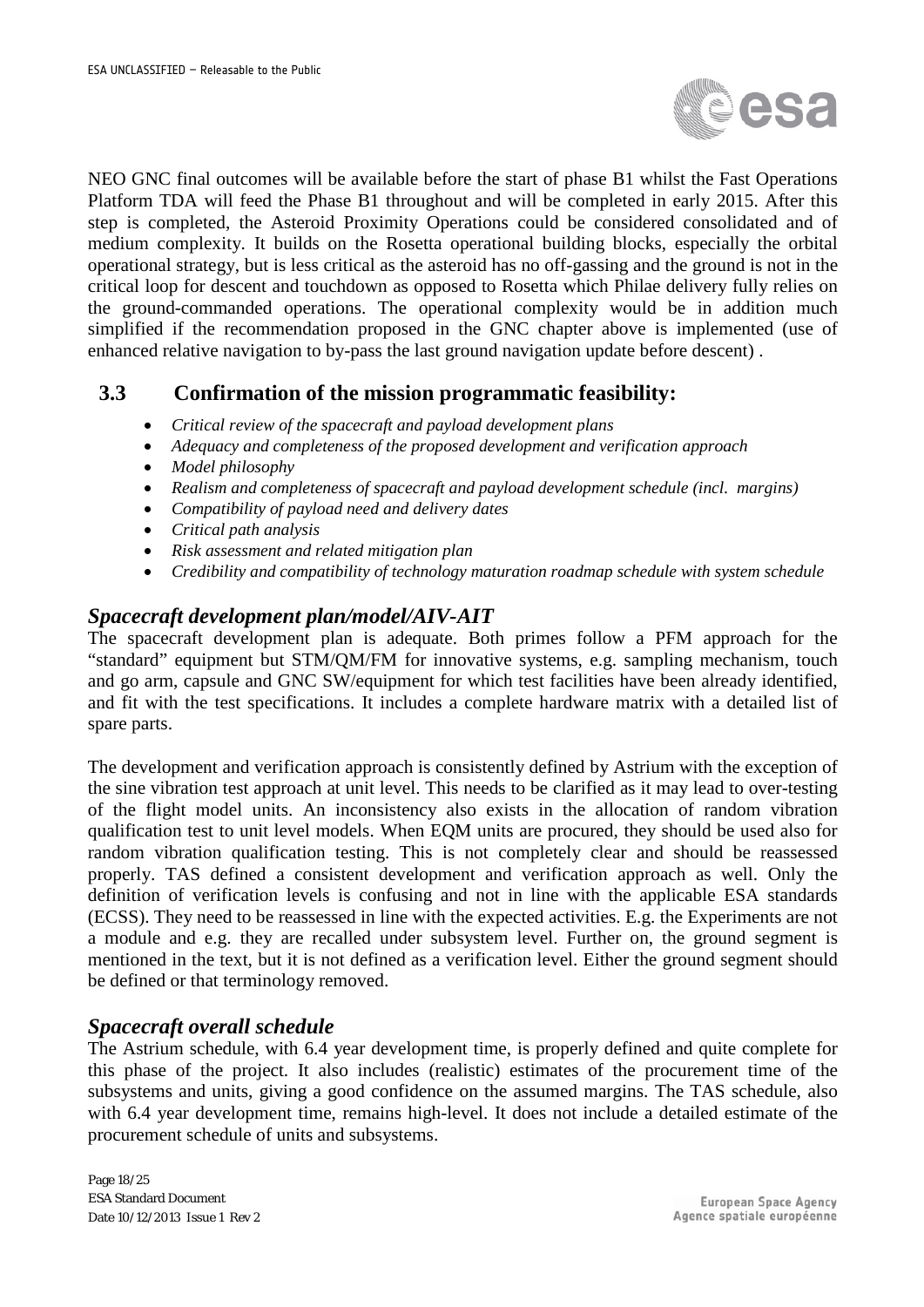NEO GNC final outcomes will be available before the start of phase B1 whilst the Fast Operations Platform TDA will feed the Phase B1 throughout and will be completed in early 2015. After this step is completed, the Asteroid Proximity Operations could be considered consolidated and of medium complexity. It builds on the Rosetta operational building blocks, especially the orbital operational strategy, but is less critical as the asteroid has no off-gassing and the ground is not in the critical loop for descent and touchdown as opposed to Rosetta which Philae delivery fully relies on the ground-commanded operations. The operational complexity would be in addition much simplified if the recommendation proposed in the GNC chapter above is implemented (use of enhanced relative navigation to by-pass the last ground navigation update before descent) .

## 3.3 Confirmation of the mission programmatic feasibility:

- *Critical review of the spacecraft and payload development plans*
- *Adequacy and completeness of the proposed development and verification approach*
- *Model philosophy*
- *Realism and completeness of spacecraft and payload development schedule (incl. margins)*
- *Compatibility of payload need and delivery dates*
- *Critical path analysis*
- *Risk assessment and related mitigation plan*
- *Credibility and compatibility of technology maturation roadmap schedule with system schedule*

### *Spacecraft development plan/model/AIV-AIT*

The spacecraft development plan is adequate. Both primes follow a PFM approach for the "standard" equipment but STM/QM/FM for innovative systems, e.g. sampling mechanism, touch and go arm, capsule and GNC SW/equipment for which test facilities have been already identified, and fit with the test specifications. It includes a complete hardware matrix with a detailed list of spare parts.

The development and verification approach is consistently defined by Astrium with the exception of the sine vibration test approach at unit level. This needs to be clarified as it may lead to over-testing of the flight model units. An inconsistency also exists in the allocation of random vibration qualification test to unit level models. When EQM units are procured, they should be used also for random vibration qualification testing. This is not completely clear and should be reassessed properly. TAS defined a consistent development and verification approach as well. Only the definition of verification levels is confusing and not in line with the applicable ESA standards (ECSS). They need to be reassessed in line with the expected activities. E.g. the Experiments are not a module and e.g. they are recalled under subsystem level. Further on, the ground segment is mentioned in the text, but it is not defined as a verification level. Either the ground segment should be defined or that terminology removed.

### *Spacecraft overall schedule*

The Astrium schedule, with 6.4 year development time, is properly defined and quite complete for this phase of the project. It also includes (realistic) estimates of the procurement time of the subsystems and units, giving a good confidence on the assumed margins. The TAS schedule, also with 6.4 year development time, remains high-level. It does not include a detailed estimate of the procurement schedule of units and subsystems.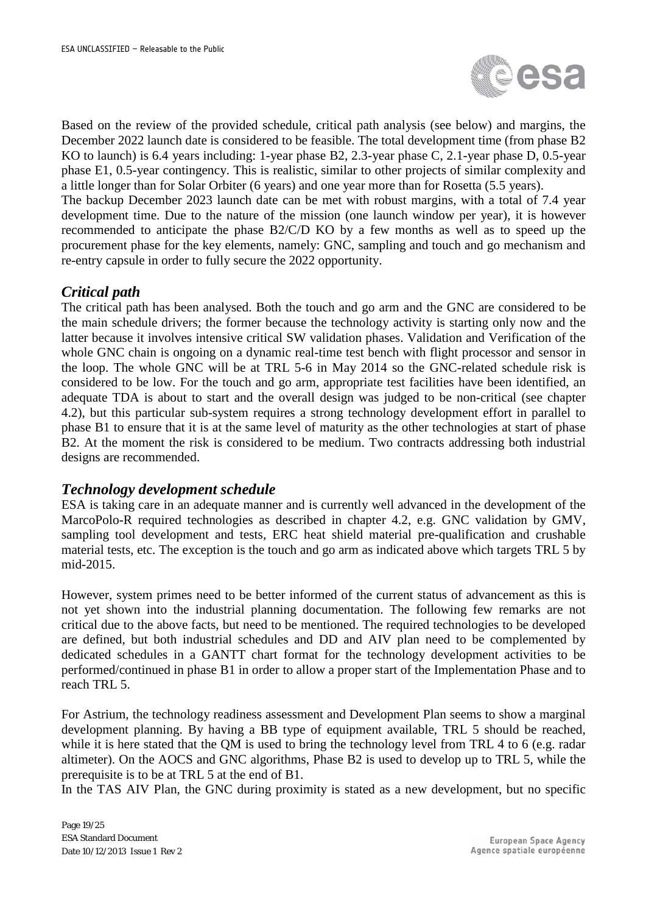Based on the review of the provided schedule, critical path analysis (see below) and margins, the December 2022 launch date is considered to be feasible. The total development time (from phase B2 KO to launch) is 6.4 years including: 1-year phase B2, 2.3-year phase C, 2.1-year phase D, 0.5-year phase E1, 0.5-year contingency. This is realistic, similar to other projects of similar complexity and a little longer than for Solar Orbiter (6 years) and one year more than for Rosetta (5.5 years).

The backup December 2023 launch date can be met with robust margins, with a total of 7.4 year development time. Due to the nature of the mission (one launch window per year), it is however recommended to anticipate the phase B2/C/D KO by a few months as well as to speed up the procurement phase for the key elements, namely: GNC, sampling and touch and go mechanism and re-entry capsule in order to fully secure the 2022 opportunity.

## *Critical path*

The critical path has been analysed. Both the touch and go arm and the GNC are considered to be the main schedule drivers; the former because the technology activity is starting only now and the latter because it involves intensive critical SW validation phases. Validation and Verification of the whole GNC chain is ongoing on a dynamic real-time test bench with flight processor and sensor in the loop. The whole GNC will be at TRL 5-6 in May 2014 so the GNC-related schedule risk is considered to be low. For the touch and go arm, appropriate test facilities have been identified, an adequate TDA is about to start and the overall design was judged to be non-critical (see chapter 4.2), but this particular sub-system requires a strong technology development effort in parallel to phase B1 to ensure that it is at the same level of maturity as the other technologies at start of phase B2. At the moment the risk is considered to be medium. Two contracts addressing both industrial designs are recommended.

## *Technology development schedule*

ESA is taking care in an adequate manner and is currently well advanced in the development of the MarcoPolo-R required technologies as described in chapter 4.2, e.g. GNC validation by GMV, sampling tool development and tests, ERC heat shield material pre-qualification and crushable material tests, etc. The exception is the touch and go arm as indicated above which targets TRL 5 by mid-2015.

However, system primes need to be better informed of the current status of advancement as this is not yet shown into the industrial planning documentation. The following few remarks are not critical due to the above facts, but need to be mentioned. The required technologies to be developed are defined, but both industrial schedules and DD and AIV plan need to be complemented by dedicated schedules in a GANTT chart format for the technology development activities to be performed/continued in phase B1 in order to allow a proper start of the Implementation Phase and to reach TRL 5.

For Astrium, the technology readiness assessment and Development Plan seems to show a marginal development planning. By having a BB type of equipment available, TRL 5 should be reached, while it is here stated that the QM is used to bring the technology level from TRL 4 to 6 (e.g. radar altimeter). On the AOCS and GNC algorithms, Phase B2 is used to develop up to TRL 5, while the prerequisite is to be at TRL 5 at the end of B1.

In the TAS AIV Plan, the GNC during proximity is stated as a new development, but no specific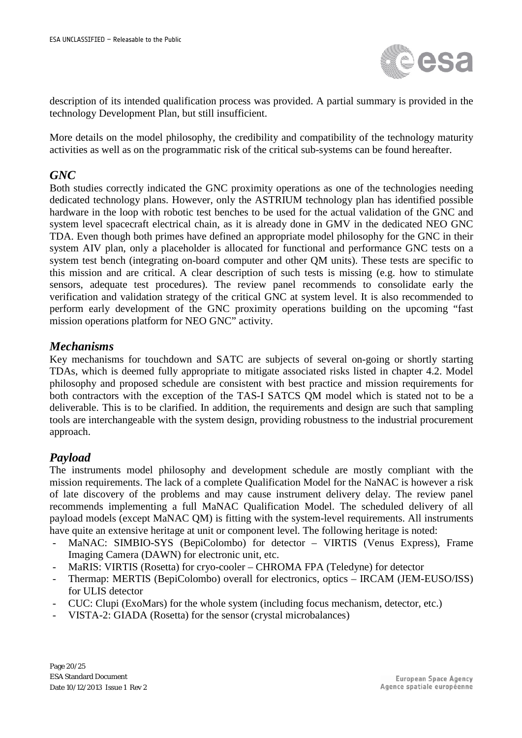description of its intended qualification process was provided. A partial summary is provided in the technology Development Plan, but still insufficient.

More details on the model philosophy, the credibility and compatibility of the technology maturity activities as well as on the programmatic risk of the critical sub-systems can be found hereafter.

### *GNC*

Both studies correctly indicated the GNC proximity operations as one of the technologies needing dedicated technology plans. However, only the ASTRIUM technology plan has identified possible hardware in the loop with robotic test benches to be used for the actual validation of the GNC and system level spacecraft electrical chain, as it is already done in GMV in the dedicated NEO GNC TDA. Even though both primes have defined an appropriate model philosophy for the GNC in their system AIV plan, only a placeholder is allocated for functional and performance GNC tests on a system test bench (integrating on-board computer and other QM units). These tests are specific to this mission and are critical. A clear description of such tests is missing (e.g. how to stimulate sensors, adequate test procedures). The review panel recommends to consolidate early the verification and validation strategy of the critical GNC at system level. It is also recommended to perform early development of the GNC proximity operations building on the upcoming "fast mission operations platform for NEO GNC" activity.

### *Mechanisms*

Key mechanisms for touchdown and SATC are subjects of several on-going or shortly starting TDAs, which is deemed fully appropriate to mitigate associated risks listed in chapter 4.2. Model philosophy and proposed schedule are consistent with best practice and mission requirements for both contractors with the exception of the TAS-I SATCS QM model which is stated not to be a deliverable. This is to be clarified. In addition, the requirements and design are such that sampling tools are interchangeable with the system design, providing robustness to the industrial procurement approach.

### *Payload*

The instruments model philosophy and development schedule are mostly compliant with the mission requirements. The lack of a complete Qualification Model for the NaNAC is however a risk of late discovery of the problems and may cause instrument delivery delay. The review panel recommends implementing a full MaNAC Qualification Model. The scheduled delivery of all payload models (except MaNAC QM) is fitting with the system-level requirements. All instruments have quite an extensive heritage at unit or component level. The following heritage is noted:

- MaNAC: SIMBIO-SYS (BepiColombo) for detector – VIRTIS (Venus Express), Frame Imaging Camera (DAWN) for electronic unit, etc.
- MaRIS: VIRTIS (Rosetta) for cryo-cooler – CHROMA FPA (Teledyne) for detector
- Thermap: MERTIS (BepiColombo) overall for electronics, optics – IRCAM (JEM-EUSO/ISS) for ULIS detector
- CUC: Clupi (ExoMars) for the whole system (including focus mechanism, detector, etc.)
- VISTA-2: GIADA (Rosetta) for the sensor (crystal microbalances)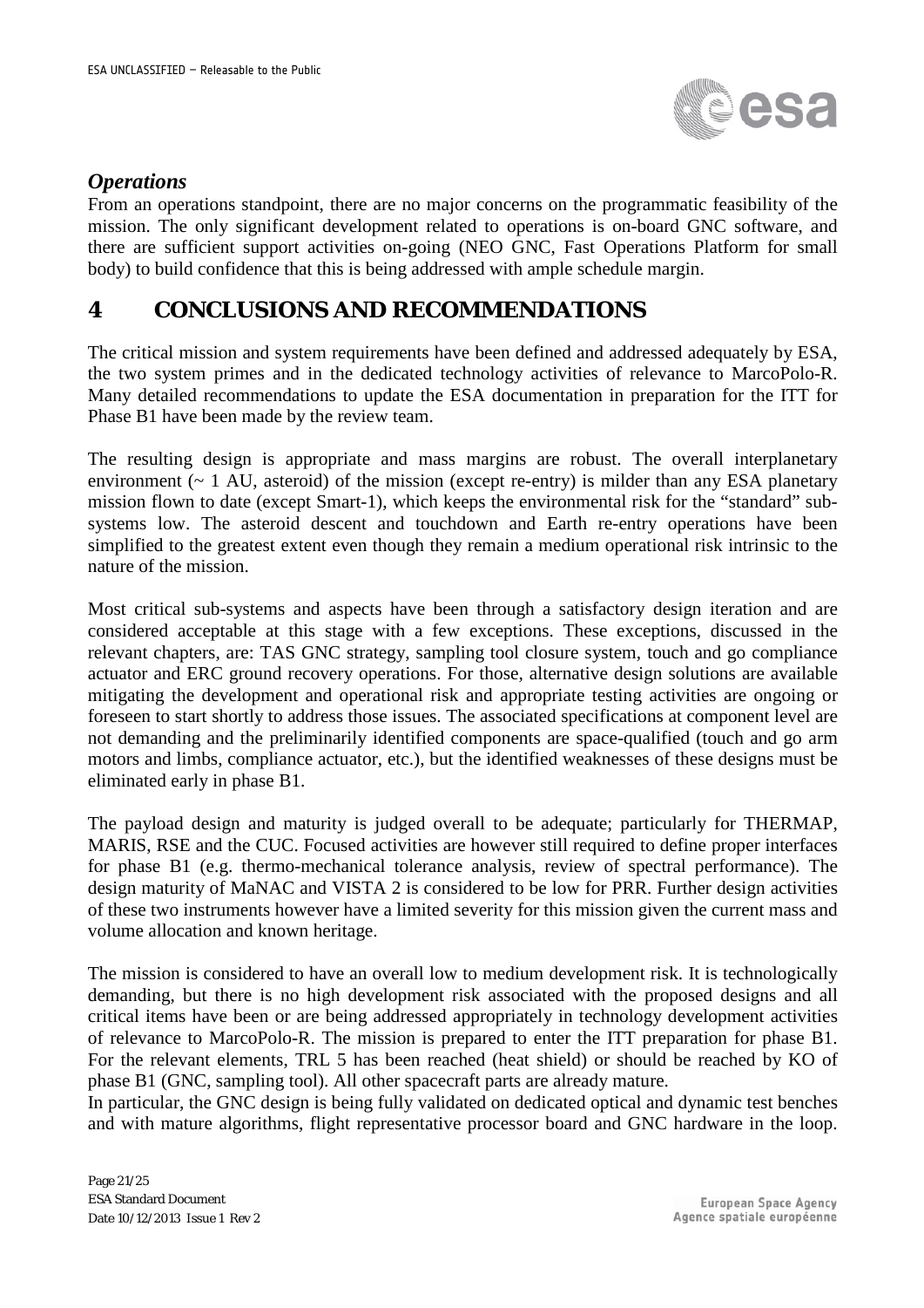### *Operations*

From an operations standpoint, there are no major concerns on the programmatic feasibility of the mission. The only significant development related to operations is on-board GNC software, and there are sufficient support activities on-going (NEO GNC, Fast Operations Platform for small body) to build confidence that this is being addressed with ample schedule margin.

# 4 CONCLUSIONS AND RECOMMENDATIONS

The critical mission and system requirements have been defined and addressed adequately by ESA, the two system primes and in the dedicated technology activities of relevance to MarcoPolo-R. Many detailed recommendations to update the ESA documentation in preparation for the ITT for Phase B1 have been made by the review team.

The resulting design is appropriate and mass margins are robust. The overall interplanetary environment (~ 1 AU, asteroid) of the mission (except re-entry) is milder than any ESA planetary mission flown to date (except Smart-1), which keeps the environmental risk for the "standard" sub-systems low. The asteroid descent and touchdown and Earth re-entry operations have been simplified to the greatest extent even though they remain a medium operational risk intrinsic to the nature of the mission.

Most critical sub-systems and aspects have been through a satisfactory design iteration and are considered acceptable at this stage with a few exceptions. These exceptions, discussed in the relevant chapters, are: TAS GNC strategy, sampling tool closure system, touch and go compliance actuator and ERC ground recovery operations. For those, alternative design solutions are available mitigating the development and operational risk and appropriate testing activities are ongoing or foreseen to start shortly to address those issues. The associated specifications at component level are not demanding and the preliminarily identified components are space-qualified (touch and go arm motors and limbs, compliance actuator, etc.), but the identified weaknesses of these designs must be eliminated early in phase B1.

The payload design and maturity is judged overall to be adequate; particularly for THERMAP, MARIS, RSE and the CUC. Focused activities are however still required to define proper interfaces for phase B1 (e.g. thermo-mechanical tolerance analysis, review of spectral performance). The design maturity of MaNAC and VISTA 2 is considered to be low for PRR. Further design activities of these two instruments however have a limited severity for this mission given the current mass and volume allocation and known heritage.

The mission is considered to have an overall low to medium development risk. It is technologically demanding, but there is no high development risk associated with the proposed designs and all critical items have been or are being addressed appropriately in technology development activities of relevance to MarcoPolo-R. The mission is prepared to enter the ITT preparation for phase B1. For the relevant elements, TRL 5 has been reached (heat shield) or should be reached by KO of phase B1 (GNC, sampling tool). All other spacecraft parts are already mature.
In particular, the GNC design is being fully validated on dedicated optical and dynamic test benches and with mature algorithms, flight representative processor board and GNC hardware in the loop.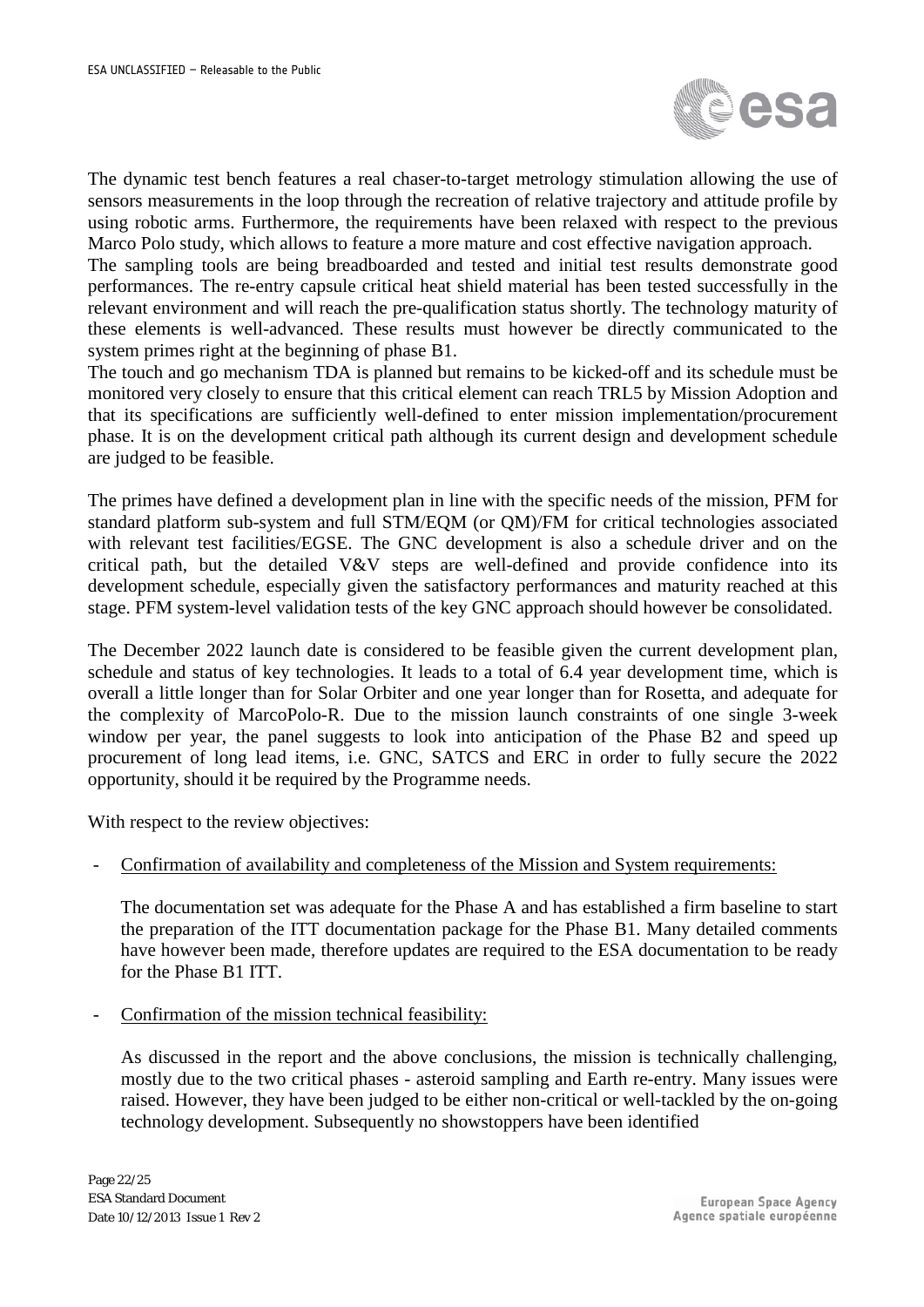The dynamic test bench features a real chaser-to-target metrology stimulation allowing the use of sensors measurements in the loop through the recreation of relative trajectory and attitude profile by using robotic arms. Furthermore, the requirements have been relaxed with respect to the previous Marco Polo study, which allows to feature a more mature and cost effective navigation approach.
The sampling tools are being breadboarded and tested and initial test results demonstrate good performances. The re-entry capsule critical heat shield material has been tested successfully in the relevant environment and will reach the pre-qualification status shortly. The technology maturity of these elements is well-advanced. These results must however be directly communicated to the system primes right at the beginning of phase B1.
The touch and go mechanism TDA is planned but remains to be kicked-off and its schedule must be monitored very closely to ensure that this critical element can reach TRL5 by Mission Adoption and that its specifications are sufficiently well-defined to enter mission implementation/procurement phase. It is on the development critical path although its current design and development schedule are judged to be feasible.

The primes have defined a development plan in line with the specific needs of the mission, PFM for standard platform sub-system and full STM/EQM (or QM)/FM for critical technologies associated with relevant test facilities/EGSE. The GNC development is also a schedule driver and on the critical path, but the detailed V&V steps are well-defined and provide confidence into its development schedule, especially given the satisfactory performances and maturity reached at this stage. PFM system-level validation tests of the key GNC approach should however be consolidated.

The December 2022 launch date is considered to be feasible given the current development plan, schedule and status of key technologies. It leads to a total of 6.4 year development time, which is overall a little longer than for Solar Orbiter and one year longer than for Rosetta, and adequate for the complexity of MarcoPolo-R. Due to the mission launch constraints of one single 3-week window per year, the panel suggests to look into anticipation of the Phase B2 and speed up procurement of long lead items, i.e. GNC, SATCS and ERC in order to fully secure the 2022 opportunity, should it be required by the Programme needs.

With respect to the review objectives:

- Confirmation of availability and completeness of the Mission and System requirements:

  The documentation set was adequate for the Phase A and has established a firm baseline to start the preparation of the ITT documentation package for the Phase B1. Many detailed comments have however been made, therefore updates are required to the ESA documentation to be ready for the Phase B1 ITT.

- Confirmation of the mission technical feasibility:

  As discussed in the report and the above conclusions, the mission is technically challenging, mostly due to the two critical phases - asteroid sampling and Earth re-entry. Many issues were raised. However, they have been judged to be either non-critical or well-tackled by the on-going technology development. Subsequently no showstoppers have been identified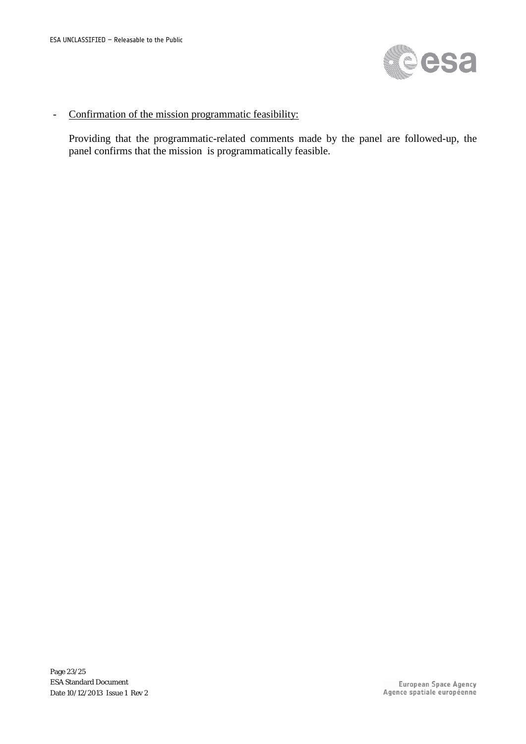- <u>Confirmation of the mission programmatic feasibility:</u>

  Providing that the programmatic-related comments made by the panel are followed-up, the panel confirms that the mission is programmatically feasible.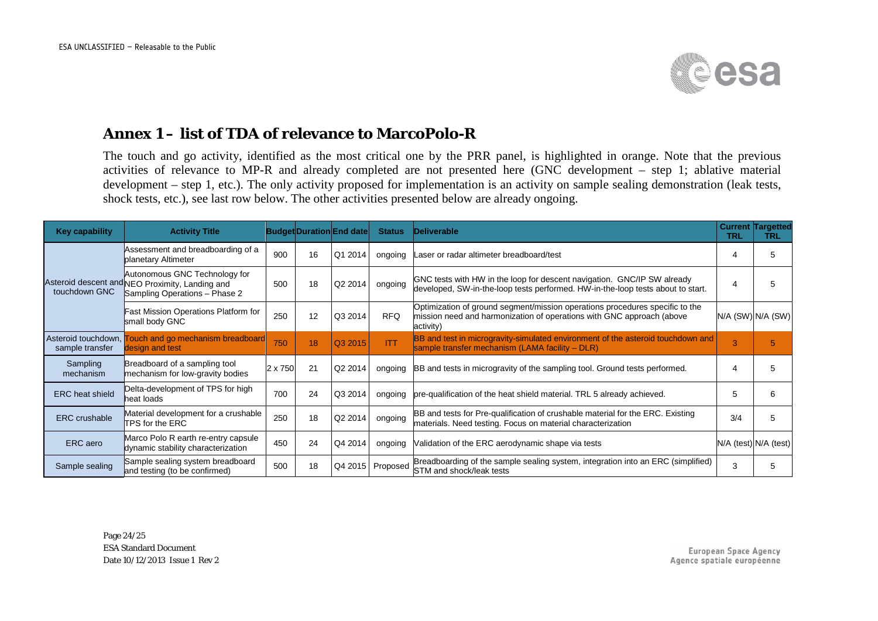## Annex 1 – list of TDA of relevance to MarcoPolo-R

The touch and go activity, identified as the most critical one by the PRR panel, is highlighted in orange. Note that the previous activities of relevance to MP-R and already completed are not presented here (GNC development – step 1; ablative material development – step 1, etc.). The only activity proposed for implementation is an activity on sample sealing demonstration (leak tests, shock tests, etc.), see last row below. The other activities presented below are already ongoing.

| Key capability | Activity Title | Budget | Duration | End date | Status | Deliverable | Current TRL | Targetted TRL |
|---|---|---|---|---|---|---|---|---|
| Asteroid descent and touchdown GNC | Assessment and breadboarding of a planetary Altimeter | 900 | 16 | Q1 2014 | ongoing | Laser or radar altimeter breadboard/test | 4 | 5 |
| | Autonomous GNC Technology for NEO Proximity, Landing and Sampling Operations – Phase 2 | 500 | 18 | Q2 2014 | ongoing | GNC tests with HW in the loop for descent navigation. GNC/IP SW already developed, SW-in-the-loop tests performed. HW-in-the-loop tests about to start. | 4 | 5 |
| | Fast Mission Operations Platform for small body GNC | 250 | 12 | Q3 2014 | RFQ | Optimization of ground segment/mission operations procedures specific to the mission need and harmonization of operations with GNC approach (above activity) | N/A (SW) | N/A (SW) |
| Asteroid touchdown, sample transfer | Touch and go mechanism breadboard design and test | 750 | 18 | Q3 2015 | ITT | BB and test in microgravity-simulated environment of the asteroid touchdown and sample transfer mechanism (LAMA facility – DLR) | 3 | 5 |
| Sampling mechanism | Breadboard of a sampling tool mechanism for low-gravity bodies | 2 x 750 | 21 | Q2 2014 | ongoing | BB and tests in microgravity of the sampling tool. Ground tests performed. | 4 | 5 |
| ERC heat shield | Delta-development of TPS for high heat loads | 700 | 24 | Q3 2014 | ongoing | pre-qualification of the heat shield material. TRL 5 already achieved. | 5 | 6 |
| ERC crushable | Material development for a crushable TPS for the ERC | 250 | 18 | Q2 2014 | ongoing | BB and tests for Pre-qualification of crushable material for the ERC. Existing materials. Need testing. Focus on material characterization | 3/4 | 5 |
| ERC aero | Marco Polo R earth re-entry capsule dynamic stability characterization | 450 | 24 | Q4 2014 | ongoing | Validation of the ERC aerodynamic shape via tests | N/A (test) | N/A (test) |
| Sample sealing | Sample sealing system breadboard and testing (to be confirmed) | 500 | 18 | Q4 2015 | Proposed | Breadboarding of the sample sealing system, integration into an ERC (simplified) STM and shock/leak tests | 3 | 5 |